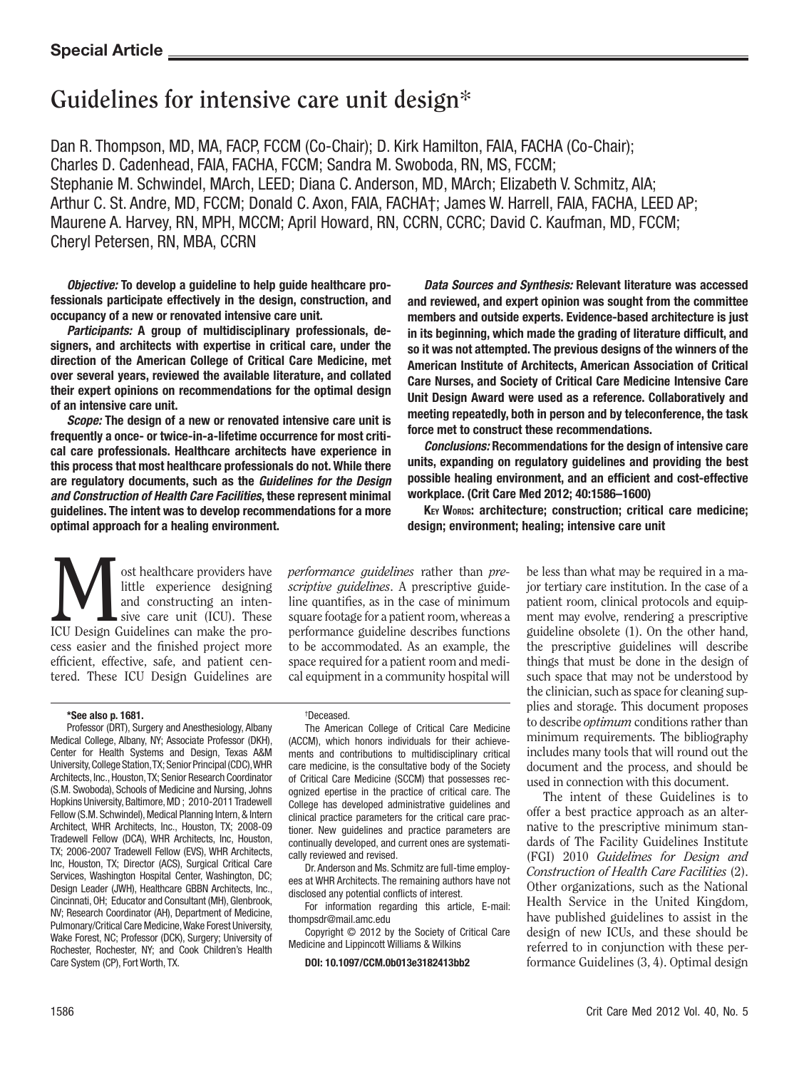**Special Article**

# Guidelines for intensive care unit design*

Dan R. Thompson, MD, MA, FACP, FCCM (Co-Chair); D. Kirk Hamilton, FAIA, FACHA (Co-Chair); Charles D. Cadenhead, FAIA, FACHA, FCCM; Sandra M. Swoboda, RN, MS, FCCM; Stephanie M. Schwindel, MArch, LEED; Diana C. Anderson, MD, MArch; Elizabeth V. Schmitz, AIA; Arthur C. St. Andre, MD, FCCM; Donald C. Axon, FAIA, FACHA†; James W. Harrell, FAIA, FACHA, LEED AP; Maurene A. Harvey, RN, MPH, MCCM; April Howard, RN, CCRN, CCRC; David C. Kaufman, MD, FCCM; Cheryl Petersen, RN, MBA, CCRN

***Objective:*** **To develop a guideline to help guide healthcare professionals participate effectively in the design, construction, and occupancy of a new or renovated intensive care unit.**

***Participants:*** **A group of multidisciplinary professionals, designers, and architects with expertise in critical care, under the direction of the American College of Critical Care Medicine, met over several years, reviewed the available literature, and collated their expert opinions on recommendations for the optimal design of an intensive care unit.**

***Scope:*** **The design of a new or renovated intensive care unit is frequently a once- or twice-in-a-lifetime occurrence for most critical care professionals. Healthcare architects have experience in this process that most healthcare professionals do not. While there are regulatory documents, such as the *Guidelines for the Design and Construction of Health Care Facilities*, these represent minimal guidelines. The intent was to develop recommendations for a more optimal approach for a healing environment.**

***Data Sources and Synthesis:*** **Relevant literature was accessed and reviewed, and expert opinion was sought from the committee members and outside experts. Evidence-based architecture is just in its beginning, which made the grading of literature difficult, and so it was not attempted. The previous designs of the winners of the American Institute of Architects, American Association of Critical Care Nurses, and Society of Critical Care Medicine Intensive Care Unit Design Award were used as a reference. Collaboratively and meeting repeatedly, both in person and by teleconference, the task force met to construct these recommendations.**

***Conclusions:*** **Recommendations for the design of intensive care units, expanding on regulatory guidelines and providing the best possible healing environment, and an efficient and cost-effective workplace. (Crit Care Med 2012; 40:1586–1600)**

**Key Words: architecture; construction; critical care medicine; design; environment; healing; intensive care unit**

Most healthcare providers have little experience designing and constructing an intensive care unit (ICU). These ICU Design Guidelines can make the process easier and the finished project more efficient, effective, safe, and patient centered. These ICU Design Guidelines are *performance guidelines* rather than *prescriptive guidelines*. A prescriptive guideline quantifies, as in the case of minimum square footage for a patient room, whereas a performance guideline describes functions to be accommodated. As an example, the space required for a patient room and medical equipment in a community hospital will be less than what may be required in a major tertiary care institution. In the case of a patient room, clinical protocols and equipment may evolve, rendering a prescriptive guideline obsolete (1). On the other hand, the prescriptive guidelines will describe things that must be done in the design of such space that may not be understood by the clinician, such as space for cleaning supplies and storage. This document proposes to describe *optimum* conditions rather than minimum requirements. The bibliography includes many tools that will round out the document and the process, and should be used in connection with this document.

The intent of these Guidelines is to offer a best practice approach as an alternative to the prescriptive minimum standards of The Facility Guidelines Institute (FGI) 2010 *Guidelines for Design and Construction of Health Care Facilities* (2). Other organizations, such as the National Health Service in the United Kingdom, have published guidelines to assist in the design of new ICUs, and these should be referred to in conjunction with these performance Guidelines (3, 4). Optimal design

---

**\*See also p. 1681.**

Professor (DRT), Surgery and Anesthesiology, Albany Medical College, Albany, NY; Associate Professor (DKH), Center for Health Systems and Design, Texas A&M University, College Station, TX; Senior Principal (CDC), WHR Architects, Inc., Houston, TX; Senior Research Coordinator (S.M. Swoboda), Schools of Medicine and Nursing, Johns Hopkins University, Baltimore, MD; 2010-2011 Tradewell Fellow (S.M. Schwindel), Medical Planning Intern, & Intern Architect, WHR Architects, Inc., Houston, TX; 2008-09 Tradewell Fellow (DCA), WHR Architects, Inc, Houston, TX; 2006-2007 Tradewell Fellow (EVS), WHR Architects, Inc, Houston, TX; Director (ACS), Surgical Critical Care Services, Washington Hospital Center, Washington, DC; Design Leader (JWH), Healthcare GBBN Architects, Inc., Cincinnati, OH; Educator and Consultant (MH), Glenbrook, NV; Research Coordinator (AH), Department of Medicine, Pulmonary/Critical Care Medicine, Wake Forest University, Wake Forest, NC; Professor (DCK), Surgery; University of Rochester, Rochester, NY; and Cook Children's Health Care System (CP), Fort Worth, TX.

†Deceased.

The American College of Critical Care Medicine (ACCM), which honors individuals for their achievements and contributions to multidisciplinary critical care medicine, is the consultative body of the Society of Critical Care Medicine (SCCM) that possesses recognized epertise in the practice of critical care. The College has developed administrative guidelines and clinical practice parameters for the critical care practitioner. New guidelines and practice parameters are continually developed, and current ones are systematically reviewed and revised.

Dr. Anderson and Ms. Schmitz are full-time employees at WHR Architects. The remaining authors have not disclosed any potential conflicts of interest.

For information regarding this article, E-mail: thompsdr@mail.amc.edu

Copyright © 2012 by the Society of Critical Care Medicine and Lippincott Williams & Wilkins

**DOI: 10.1097/CCM.0b013e3182413bb2**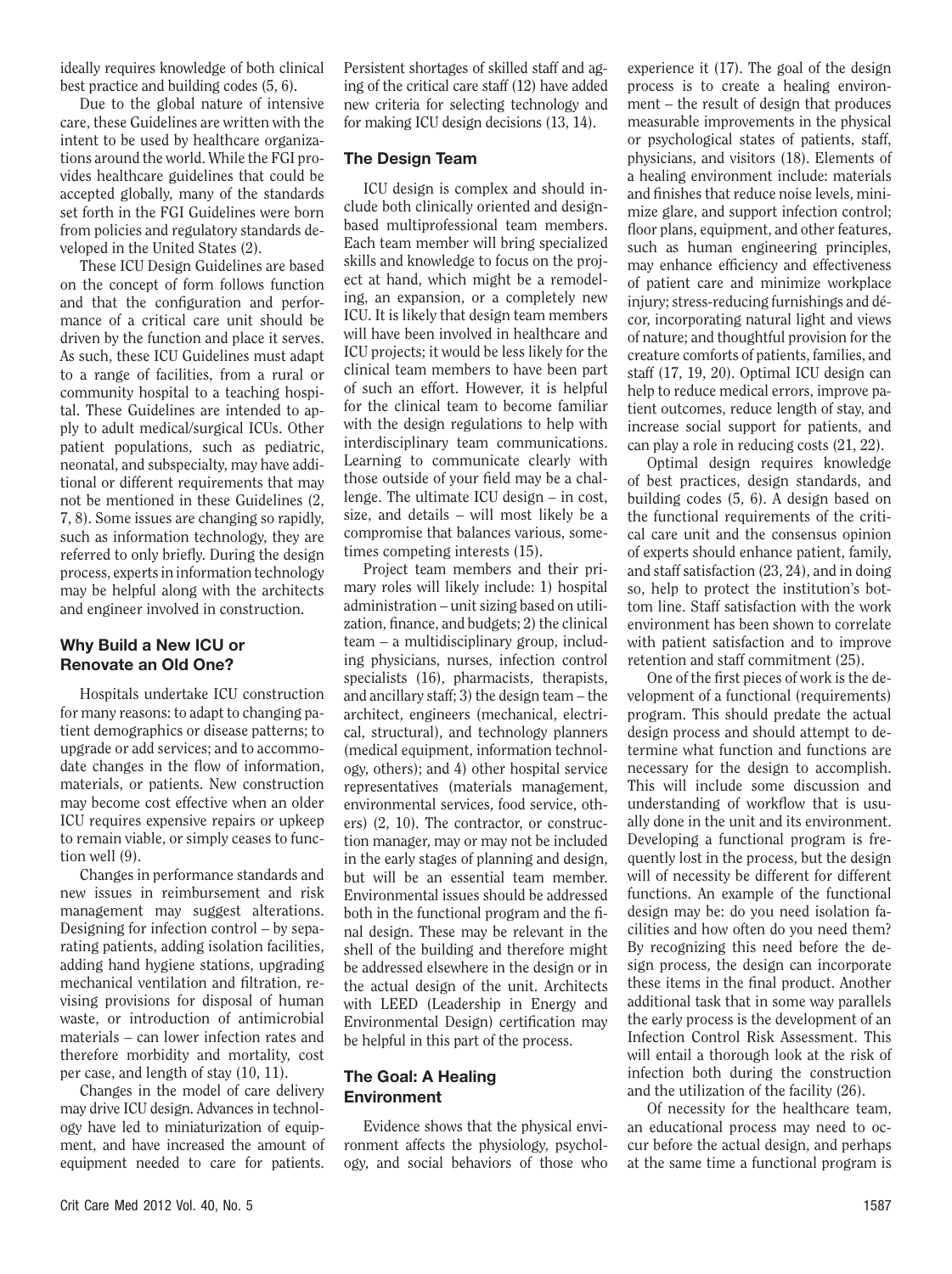ideally requires knowledge of both clinical best practice and building codes (5, 6).

Due to the global nature of intensive care, these Guidelines are written with the intent to be used by healthcare organizations around the world. While the FGI provides healthcare guidelines that could be accepted globally, many of the standards set forth in the FGI Guidelines were born from policies and regulatory standards developed in the United States (2).

These ICU Design Guidelines are based on the concept of form follows function and that the configuration and performance of a critical care unit should be driven by the function and place it serves. As such, these ICU Guidelines must adapt to a range of facilities, from a rural or community hospital to a teaching hospital. These Guidelines are intended to apply to adult medical/surgical ICUs. Other patient populations, such as pediatric, neonatal, and subspecialty, may have additional or different requirements that may not be mentioned in these Guidelines (2, 7, 8). Some issues are changing so rapidly, such as information technology, they are referred to only briefly. During the design process, experts in information technology may be helpful along with the architects and engineer involved in construction.

## Why Build a New ICU or Renovate an Old One?

Hospitals undertake ICU construction for many reasons: to adapt to changing patient demographics or disease patterns; to upgrade or add services; and to accommodate changes in the flow of information, materials, or patients. New construction may become cost effective when an older ICU requires expensive repairs or upkeep to remain viable, or simply ceases to function well (9).

Changes in performance standards and new issues in reimbursement and risk management may suggest alterations. Designing for infection control – by separating patients, adding isolation facilities, adding hand hygiene stations, upgrading mechanical ventilation and filtration, revising provisions for disposal of human waste, or introduction of antimicrobial materials – can lower infection rates and therefore morbidity and mortality, cost per case, and length of stay (10, 11).

Changes in the model of care delivery may drive ICU design. Advances in technology have led to miniaturization of equipment, and have increased the amount of equipment needed to care for patients. Persistent shortages of skilled staff and aging of the critical care staff (12) have added new criteria for selecting technology and for making ICU design decisions (13, 14).

## The Design Team

ICU design is complex and should include both clinically oriented and design-based multiprofessional team members. Each team member will bring specialized skills and knowledge to focus on the project at hand, which might be a remodeling, an expansion, or a completely new ICU. It is likely that design team members will have been involved in healthcare and ICU projects; it would be less likely for the clinical team members to have been part of such an effort. However, it is helpful for the clinical team to become familiar with the design regulations to help with interdisciplinary team communications. Learning to communicate clearly with those outside of your field may be a challenge. The ultimate ICU design – in cost, size, and details – will most likely be a compromise that balances various, sometimes competing interests (15).

Project team members and their primary roles will likely include: 1) hospital administration – unit sizing based on utilization, finance, and budgets; 2) the clinical team – a multidisciplinary group, including physicians, nurses, infection control specialists (16), pharmacists, therapists, and ancillary staff; 3) the design team – the architect, engineers (mechanical, electrical, structural), and technology planners (medical equipment, information technology, others); and 4) other hospital service representatives (materials management, environmental services, food service, others) (2, 10). The contractor, or construction manager, may or may not be included in the early stages of planning and design, but will be an essential team member. Environmental issues should be addressed both in the functional program and the final design. These may be relevant in the shell of the building and therefore might be addressed elsewhere in the design or in the actual design of the unit. Architects with LEED (Leadership in Energy and Environmental Design) certification may be helpful in this part of the process.

## The Goal: A Healing Environment

Evidence shows that the physical environment affects the physiology, psychology, and social behaviors of those who experience it (17). The goal of the design process is to create a healing environment – the result of design that produces measurable improvements in the physical or psychological states of patients, staff, physicians, and visitors (18). Elements of a healing environment include: materials and finishes that reduce noise levels, minimize glare, and support infection control; floor plans, equipment, and other features, such as human engineering principles, may enhance efficiency and effectiveness of patient care and minimize workplace injury; stress-reducing furnishings and décor, incorporating natural light and views of nature; and thoughtful provision for the creature comforts of patients, families, and staff (17, 19, 20). Optimal ICU design can help to reduce medical errors, improve patient outcomes, reduce length of stay, and increase social support for patients, and can play a role in reducing costs (21, 22).

Optimal design requires knowledge of best practices, design standards, and building codes (5, 6). A design based on the functional requirements of the critical care unit and the consensus opinion of experts should enhance patient, family, and staff satisfaction (23, 24), and in doing so, help to protect the institution's bottom line. Staff satisfaction with the work environment has been shown to correlate with patient satisfaction and to improve retention and staff commitment (25).

One of the first pieces of work is the development of a functional (requirements) program. This should predate the actual design process and should attempt to determine what function and functions are necessary for the design to accomplish. This will include some discussion and understanding of workflow that is usually done in the unit and its environment. Developing a functional program is frequently lost in the process, but the design will of necessity be different for different functions. An example of the functional design may be: do you need isolation facilities and how often do you need them? By recognizing this need before the design process, the design can incorporate these items in the final product. Another additional task that in some way parallels the early process is the development of an Infection Control Risk Assessment. This will entail a thorough look at the risk of infection both during the construction and the utilization of the facility (26).

Of necessity for the healthcare team, an educational process may need to occur before the actual design, and perhaps at the same time a functional program is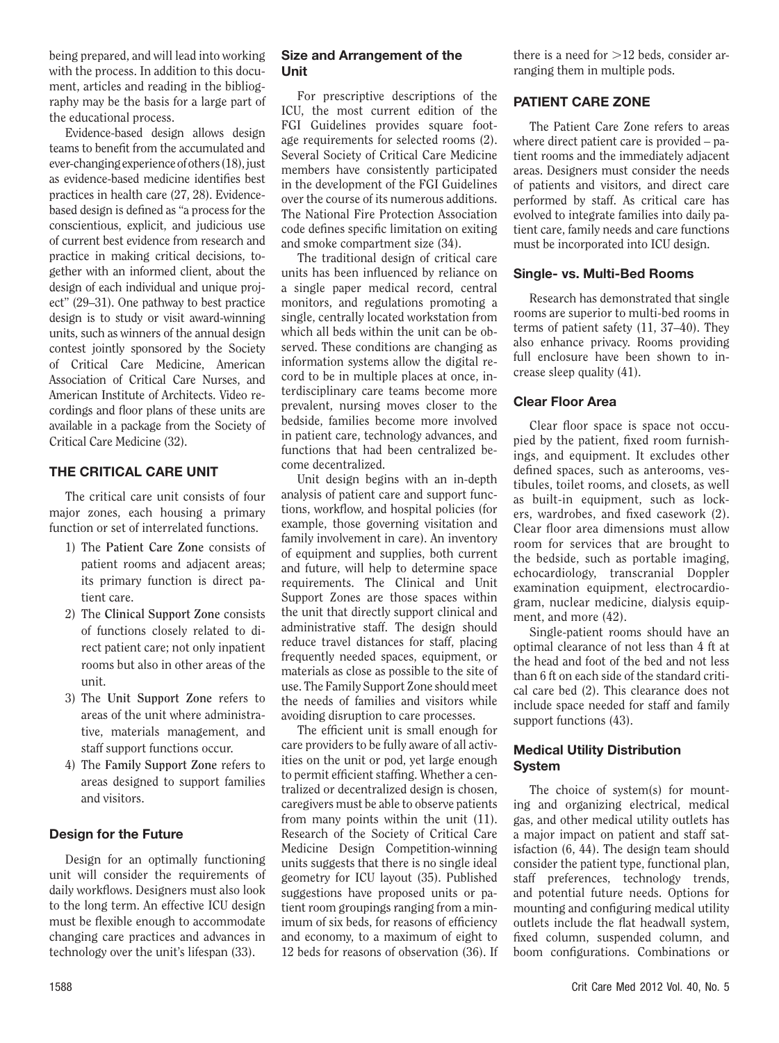being prepared, and will lead into working with the process. In addition to this document, articles and reading in the bibliography may be the basis for a large part of the educational process.

Evidence-based design allows design teams to benefit from the accumulated and ever-changing experience of others (18), just as evidence-based medicine identifies best practices in health care (27, 28). Evidence-based design is defined as "a process for the conscientious, explicit, and judicious use of current best evidence from research and practice in making critical decisions, together with an informed client, about the design of each individual and unique project" (29–31). One pathway to best practice design is to study or visit award-winning units, such as winners of the annual design contest jointly sponsored by the Society of Critical Care Medicine, American Association of Critical Care Nurses, and American Institute of Architects. Video recordings and floor plans of these units are available in a package from the Society of Critical Care Medicine (32).

## THE CRITICAL CARE UNIT

The critical care unit consists of four major zones, each housing a primary function or set of interrelated functions.

1) The **Patient Care Zone** consists of patient rooms and adjacent areas; its primary function is direct patient care.
2) The **Clinical Support Zone** consists of functions closely related to direct patient care; not only inpatient rooms but also in other areas of the unit.
3) The **Unit Support Zone** refers to areas of the unit where administrative, materials management, and staff support functions occur.
4) The **Family Support Zone** refers to areas designed to support families and visitors.

### Design for the Future

Design for an optimally functioning unit will consider the requirements of daily workflows. Designers must also look to the long term. An effective ICU design must be flexible enough to accommodate changing care practices and advances in technology over the unit's lifespan (33).

### Size and Arrangement of the Unit

For prescriptive descriptions of the ICU, the most current edition of the FGI Guidelines provides square footage requirements for selected rooms (2). Several Society of Critical Care Medicine members have consistently participated in the development of the FGI Guidelines over the course of its numerous additions. The National Fire Protection Association code defines specific limitation on exiting and smoke compartment size (34).

The traditional design of critical care units has been influenced by reliance on a single paper medical record, central monitors, and regulations promoting a single, centrally located workstation from which all beds within the unit can be observed. These conditions are changing as information systems allow the digital record to be in multiple places at once, interdisciplinary care teams become more prevalent, nursing moves closer to the bedside, families become more involved in patient care, technology advances, and functions that had been centralized become decentralized.

Unit design begins with an in-depth analysis of patient care and support functions, workflow, and hospital policies (for example, those governing visitation and family involvement in care). An inventory of equipment and supplies, both current and future, will help to determine space requirements. The Clinical and Unit Support Zones are those spaces within the unit that directly support clinical and administrative staff. The design should reduce travel distances for staff, placing frequently needed spaces, equipment, or materials as close as possible to the site of use. The Family Support Zone should meet the needs of families and visitors while avoiding disruption to care processes.

The efficient unit is small enough for care providers to be fully aware of all activities on the unit or pod, yet large enough to permit efficient staffing. Whether a centralized or decentralized design is chosen, caregivers must be able to observe patients from many points within the unit (11). Research of the Society of Critical Care Medicine Design Competition-winning units suggests that there is no single ideal geometry for ICU layout (35). Published suggestions have proposed units or patient room groupings ranging from a minimum of six beds, for reasons of efficiency and economy, to a maximum of eight to 12 beds for reasons of observation (36). If there is a need for >12 beds, consider arranging them in multiple pods.

## PATIENT CARE ZONE

The Patient Care Zone refers to areas where direct patient care is provided – patient rooms and the immediately adjacent areas. Designers must consider the needs of patients and visitors, and direct care performed by staff. As critical care has evolved to integrate families into daily patient care, family needs and care functions must be incorporated into ICU design.

### Single- vs. Multi-Bed Rooms

Research has demonstrated that single rooms are superior to multi-bed rooms in terms of patient safety (11, 37–40). They also enhance privacy. Rooms providing full enclosure have been shown to increase sleep quality (41).

### Clear Floor Area

Clear floor space is space not occupied by the patient, fixed room furnishings, and equipment. It excludes other defined spaces, such as anterooms, vestibules, toilet rooms, and closets, as well as built-in equipment, such as lockers, wardrobes, and fixed casework (2). Clear floor area dimensions must allow room for services that are brought to the bedside, such as portable imaging, echocardiology, transcranial Doppler examination equipment, electrocardiogram, nuclear medicine, dialysis equipment, and more (42).

Single-patient rooms should have an optimal clearance of not less than 4 ft at the head and foot of the bed and not less than 6 ft on each side of the standard critical care bed (2). This clearance does not include space needed for staff and family support functions (43).

### Medical Utility Distribution System

The choice of system(s) for mounting and organizing electrical, medical gas, and other medical utility outlets has a major impact on patient and staff satisfaction (6, 44). The design team should consider the patient type, functional plan, staff preferences, technology trends, and potential future needs. Options for mounting and configuring medical utility outlets include the flat headwall system, fixed column, suspended column, and boom configurations. Combinations or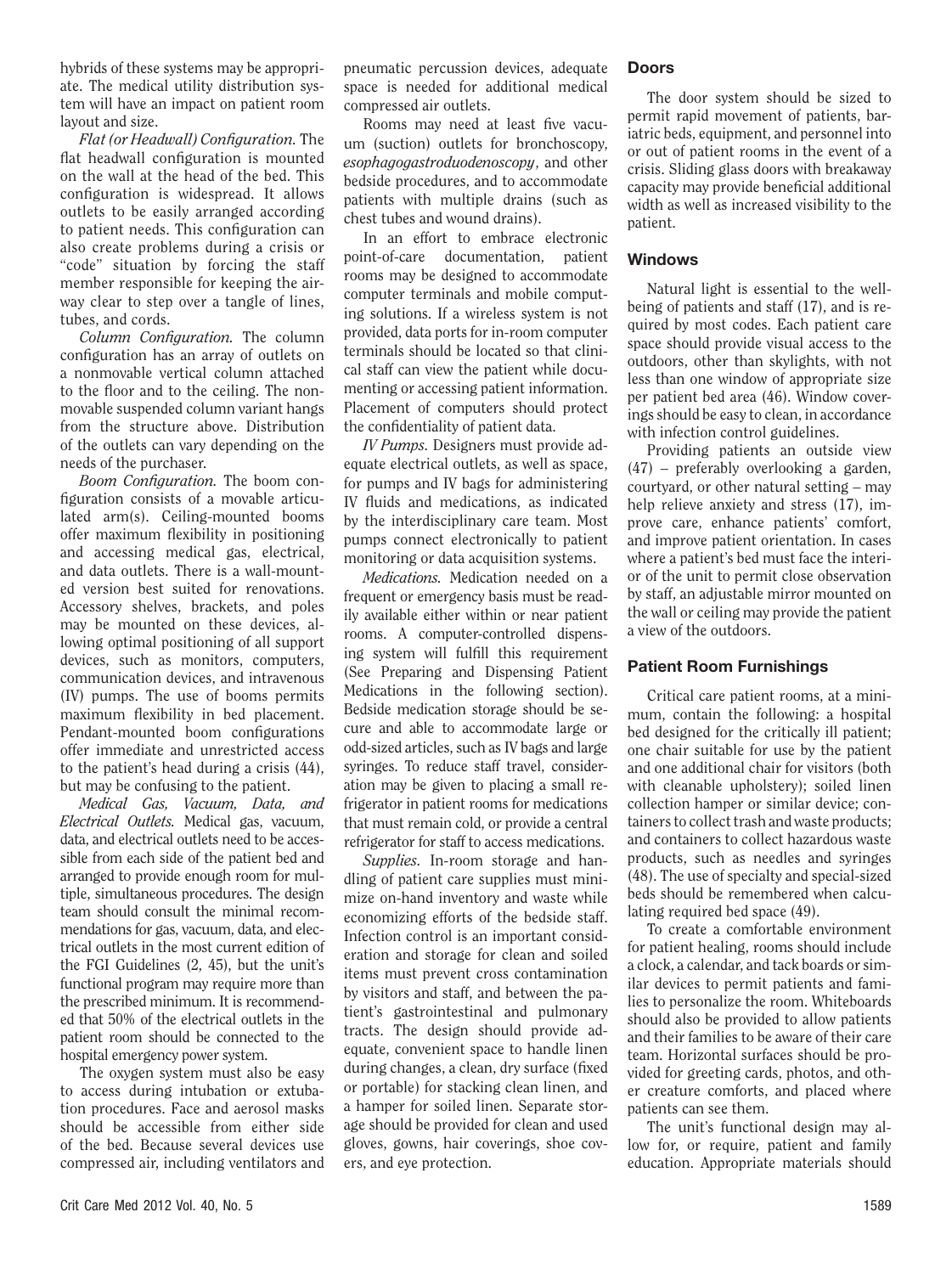hybrids of these systems may be appropriate. The medical utility distribution system will have an impact on patient room layout and size.

*Flat (or Headwall) Configuration.* The flat headwall configuration is mounted on the wall at the head of the bed. This configuration is widespread. It allows outlets to be easily arranged according to patient needs. This configuration can also create problems during a crisis or "code" situation by forcing the staff member responsible for keeping the airway clear to step over a tangle of lines, tubes, and cords.

*Column Configuration.* The column configuration has an array of outlets on a nonmovable vertical column attached to the floor and to the ceiling. The nonmovable suspended column variant hangs from the structure above. Distribution of the outlets can vary depending on the needs of the purchaser.

*Boom Configuration.* The boom configuration consists of a movable articulated arm(s). Ceiling-mounted booms offer maximum flexibility in positioning and accessing medical gas, electrical, and data outlets. There is a wall-mounted version best suited for renovations. Accessory shelves, brackets, and poles may be mounted on these devices, allowing optimal positioning of all support devices, such as monitors, computers, communication devices, and intravenous (IV) pumps. The use of booms permits maximum flexibility in bed placement. Pendant-mounted boom configurations offer immediate and unrestricted access to the patient's head during a crisis (44), but may be confusing to the patient.

*Medical Gas, Vacuum, Data, and Electrical Outlets.* Medical gas, vacuum, data, and electrical outlets need to be accessible from each side of the patient bed and arranged to provide enough room for multiple, simultaneous procedures. The design team should consult the minimal recommendations for gas, vacuum, data, and electrical outlets in the most current edition of the FGI Guidelines (2, 45), but the unit's functional program may require more than the prescribed minimum. It is recommended that 50% of the electrical outlets in the patient room should be connected to the hospital emergency power system.

The oxygen system must also be easy to access during intubation or extubation procedures. Face and aerosol masks should be accessible from either side of the bed. Because several devices use compressed air, including ventilators and pneumatic percussion devices, adequate space is needed for additional medical compressed air outlets.

Rooms may need at least five vacuum (suction) outlets for bronchoscopy, *esophagogastroduodenoscopy*, and other bedside procedures, and to accommodate patients with multiple drains (such as chest tubes and wound drains).

In an effort to embrace electronic point-of-care documentation, patient rooms may be designed to accommodate computer terminals and mobile computing solutions. If a wireless system is not provided, data ports for in-room computer terminals should be located so that clinical staff can view the patient while documenting or accessing patient information. Placement of computers should protect the confidentiality of patient data.

*IV Pumps.* Designers must provide adequate electrical outlets, as well as space, for pumps and IV bags for administering IV fluids and medications, as indicated by the interdisciplinary care team. Most pumps connect electronically to patient monitoring or data acquisition systems.

*Medications.* Medication needed on a frequent or emergency basis must be readily available either within or near patient rooms. A computer-controlled dispensing system will fulfill this requirement (See Preparing and Dispensing Patient Medications in the following section). Bedside medication storage should be secure and able to accommodate large or odd-sized articles, such as IV bags and large syringes. To reduce staff travel, consideration may be given to placing a small refrigerator in patient rooms for medications that must remain cold, or provide a central refrigerator for staff to access medications.

*Supplies.* In-room storage and handling of patient care supplies must minimize on-hand inventory and waste while economizing efforts of the bedside staff. Infection control is an important consideration and storage for clean and soiled items must prevent cross contamination by visitors and staff, and between the patient's gastrointestinal and pulmonary tracts. The design should provide adequate, convenient space to handle linen during changes, a clean, dry surface (fixed or portable) for stacking clean linen, and a hamper for soiled linen. Separate storage should be provided for clean and used gloves, gowns, hair coverings, shoe covers, and eye protection.

## Doors

The door system should be sized to permit rapid movement of patients, bariatric beds, equipment, and personnel into or out of patient rooms in the event of a crisis. Sliding glass doors with breakaway capacity may provide beneficial additional width as well as increased visibility to the patient.

## Windows

Natural light is essential to the well-being of patients and staff (17), and is required by most codes. Each patient care space should provide visual access to the outdoors, other than skylights, with not less than one window of appropriate size per patient bed area (46). Window coverings should be easy to clean, in accordance with infection control guidelines.

Providing patients an outside view (47) – preferably overlooking a garden, courtyard, or other natural setting – may help relieve anxiety and stress (17), improve care, enhance patients' comfort, and improve patient orientation. In cases where a patient's bed must face the interior of the unit to permit close observation by staff, an adjustable mirror mounted on the wall or ceiling may provide the patient a view of the outdoors.

## Patient Room Furnishings

Critical care patient rooms, at a minimum, contain the following: a hospital bed designed for the critically ill patient; one chair suitable for use by the patient and one additional chair for visitors (both with cleanable upholstery); soiled linen collection hamper or similar device; containers to collect trash and waste products; and containers to collect hazardous waste products, such as needles and syringes (48). The use of specialty and special-sized beds should be remembered when calculating required bed space (49).

To create a comfortable environment for patient healing, rooms should include a clock, a calendar, and tack boards or similar devices to permit patients and families to personalize the room. Whiteboards should also be provided to allow patients and their families to be aware of their care team. Horizontal surfaces should be provided for greeting cards, photos, and other creature comforts, and placed where patients can see them.

The unit's functional design may allow for, or require, patient and family education. Appropriate materials should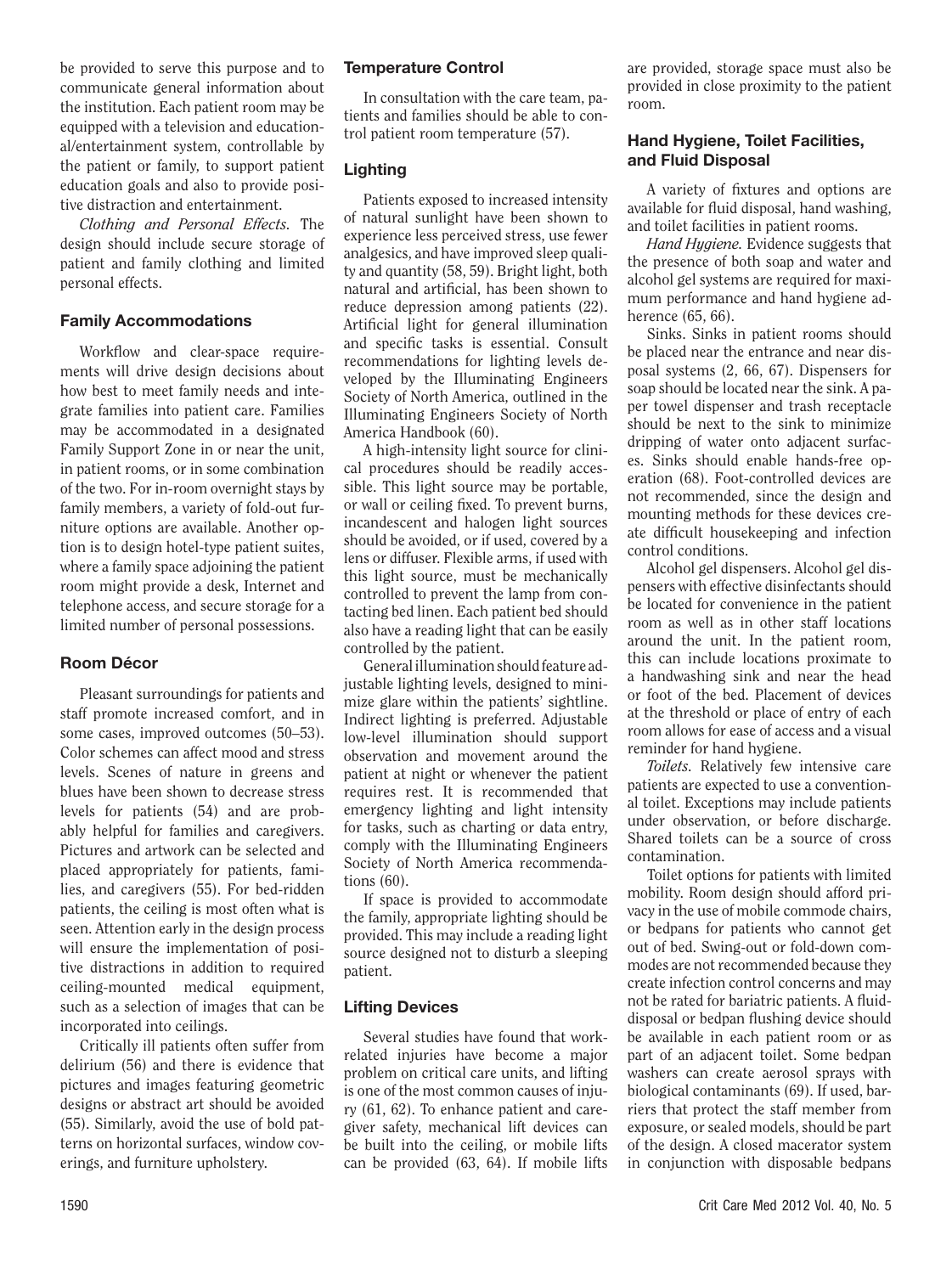be provided to serve this purpose and to communicate general information about the institution. Each patient room may be equipped with a television and educational/entertainment system, controllable by the patient or family, to support patient education goals and also to provide positive distraction and entertainment.

*Clothing and Personal Effects.* The design should include secure storage of patient and family clothing and limited personal effects.

### Family Accommodations

Workflow and clear-space requirements will drive design decisions about how best to meet family needs and integrate families into patient care. Families may be accommodated in a designated Family Support Zone in or near the unit, in patient rooms, or in some combination of the two. For in-room overnight stays by family members, a variety of fold-out furniture options are available. Another option is to design hotel-type patient suites, where a family space adjoining the patient room might provide a desk, Internet and telephone access, and secure storage for a limited number of personal possessions.

### Room Décor

Pleasant surroundings for patients and staff promote increased comfort, and in some cases, improved outcomes (50–53). Color schemes can affect mood and stress levels. Scenes of nature in greens and blues have been shown to decrease stress levels for patients (54) and are probably helpful for families and caregivers. Pictures and artwork can be selected and placed appropriately for patients, families, and caregivers (55). For bed-ridden patients, the ceiling is most often what is seen. Attention early in the design process will ensure the implementation of positive distractions in addition to required ceiling-mounted medical equipment, such as a selection of images that can be incorporated into ceilings.

Critically ill patients often suffer from delirium (56) and there is evidence that pictures and images featuring geometric designs or abstract art should be avoided (55). Similarly, avoid the use of bold patterns on horizontal surfaces, window coverings, and furniture upholstery.

### Temperature Control

In consultation with the care team, patients and families should be able to control patient room temperature (57).

### Lighting

Patients exposed to increased intensity of natural sunlight have been shown to experience less perceived stress, use fewer analgesics, and have improved sleep quality and quantity (58, 59). Bright light, both natural and artificial, has been shown to reduce depression among patients (22). Artificial light for general illumination and specific tasks is essential. Consult recommendations for lighting levels developed by the Illuminating Engineers Society of North America, outlined in the Illuminating Engineers Society of North America Handbook (60).

A high-intensity light source for clinical procedures should be readily accessible. This light source may be portable, or wall or ceiling fixed. To prevent burns, incandescent and halogen light sources should be avoided, or if used, covered by a lens or diffuser. Flexible arms, if used with this light source, must be mechanically controlled to prevent the lamp from contacting bed linen. Each patient bed should also have a reading light that can be easily controlled by the patient.

General illumination should feature adjustable lighting levels, designed to minimize glare within the patients' sightline. Indirect lighting is preferred. Adjustable low-level illumination should support observation and movement around the patient at night or whenever the patient requires rest. It is recommended that emergency lighting and light intensity for tasks, such as charting or data entry, comply with the Illuminating Engineers Society of North America recommendations (60).

If space is provided to accommodate the family, appropriate lighting should be provided. This may include a reading light source designed not to disturb a sleeping patient.

### Lifting Devices

Several studies have found that work-related injuries have become a major problem on critical care units, and lifting is one of the most common causes of injury (61, 62). To enhance patient and caregiver safety, mechanical lift devices can be built into the ceiling, or mobile lifts can be provided (63, 64). If mobile lifts are provided, storage space must also be provided in close proximity to the patient room.

### Hand Hygiene, Toilet Facilities, and Fluid Disposal

A variety of fixtures and options are available for fluid disposal, hand washing, and toilet facilities in patient rooms.

*Hand Hygiene.* Evidence suggests that the presence of both soap and water and alcohol gel systems are required for maximum performance and hand hygiene adherence (65, 66).

Sinks. Sinks in patient rooms should be placed near the entrance and near disposal systems (2, 66, 67). Dispensers for soap should be located near the sink. A paper towel dispenser and trash receptacle should be next to the sink to minimize dripping of water onto adjacent surfaces. Sinks should enable hands-free operation (68). Foot-controlled devices are not recommended, since the design and mounting methods for these devices create difficult housekeeping and infection control conditions.

Alcohol gel dispensers. Alcohol gel dispensers with effective disinfectants should be located for convenience in the patient room as well as in other staff locations around the unit. In the patient room, this can include locations proximate to a handwashing sink and near the head or foot of the bed. Placement of devices at the threshold or place of entry of each room allows for ease of access and a visual reminder for hand hygiene.

*Toilets.* Relatively few intensive care patients are expected to use a conventional toilet. Exceptions may include patients under observation, or before discharge. Shared toilets can be a source of cross contamination.

Toilet options for patients with limited mobility. Room design should afford privacy in the use of mobile commode chairs, or bedpans for patients who cannot get out of bed. Swing-out or fold-down commodes are not recommended because they create infection control concerns and may not be rated for bariatric patients. A fluid-disposal or bedpan flushing device should be available in each patient room or as part of an adjacent toilet. Some bedpan washers can create aerosol sprays with biological contaminants (69). If used, barriers that protect the staff member from exposure, or sealed models, should be part of the design. A closed macerator system in conjunction with disposable bedpans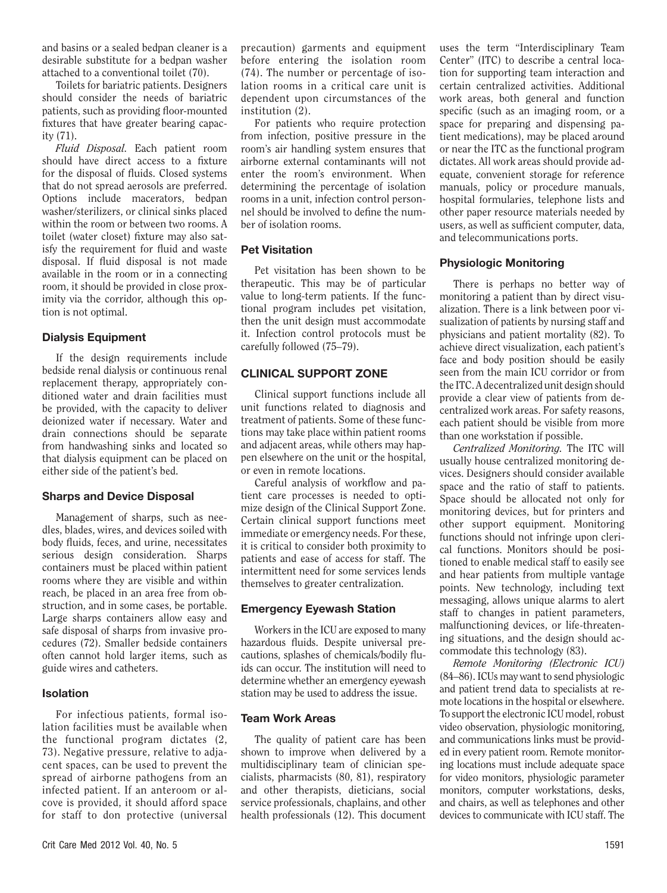and basins or a sealed bedpan cleaner is a desirable substitute for a bedpan washer attached to a conventional toilet (70).

Toilets for bariatric patients. Designers should consider the needs of bariatric patients, such as providing floor-mounted fixtures that have greater bearing capacity (71).

*Fluid Disposal.* Each patient room should have direct access to a fixture for the disposal of fluids. Closed systems that do not spread aerosols are preferred. Options include macerators, bedpan washer/sterilizers, or clinical sinks placed within the room or between two rooms. A toilet (water closet) fixture may also satisfy the requirement for fluid and waste disposal. If fluid disposal is not made available in the room or in a connecting room, it should be provided in close proximity via the corridor, although this option is not optimal.

### Dialysis Equipment

If the design requirements include bedside renal dialysis or continuous renal replacement therapy, appropriately conditioned water and drain facilities must be provided, with the capacity to deliver deionized water if necessary. Water and drain connections should be separate from handwashing sinks and located so that dialysis equipment can be placed on either side of the patient's bed.

### Sharps and Device Disposal

Management of sharps, such as needles, blades, wires, and devices soiled with body fluids, feces, and urine, necessitates serious design consideration. Sharps containers must be placed within patient rooms where they are visible and within reach, be placed in an area free from obstruction, and in some cases, be portable. Large sharps containers allow easy and safe disposal of sharps from invasive procedures (72). Smaller bedside containers often cannot hold larger items, such as guide wires and catheters.

### Isolation

For infectious patients, formal isolation facilities must be available when the functional program dictates (2, 73). Negative pressure, relative to adjacent spaces, can be used to prevent the spread of airborne pathogens from an infected patient. If an anteroom or alcove is provided, it should afford space for staff to don protective (universal precaution) garments and equipment before entering the isolation room (74). The number or percentage of isolation rooms in a critical care unit is dependent upon circumstances of the institution (2).

For patients who require protection from infection, positive pressure in the room's air handling system ensures that airborne external contaminants will not enter the room's environment. When determining the percentage of isolation rooms in a unit, infection control personnel should be involved to define the number of isolation rooms.

### Pet Visitation

Pet visitation has been shown to be therapeutic. This may be of particular value to long-term patients. If the functional program includes pet visitation, then the unit design must accommodate it. Infection control protocols must be carefully followed (75–79).

## CLINICAL SUPPORT ZONE

Clinical support functions include all unit functions related to diagnosis and treatment of patients. Some of these functions may take place within patient rooms and adjacent areas, while others may happen elsewhere on the unit or the hospital, or even in remote locations.

Careful analysis of workflow and patient care processes is needed to optimize design of the Clinical Support Zone. Certain clinical support functions meet immediate or emergency needs. For these, it is critical to consider both proximity to patients and ease of access for staff. The intermittent need for some services lends themselves to greater centralization.

### Emergency Eyewash Station

Workers in the ICU are exposed to many hazardous fluids. Despite universal precautions, splashes of chemicals/bodily fluids can occur. The institution will need to determine whether an emergency eyewash station may be used to address the issue.

### Team Work Areas

The quality of patient care has been shown to improve when delivered by a multidisciplinary team of clinician specialists, pharmacists (80, 81), respiratory and other therapists, dieticians, social service professionals, chaplains, and other health professionals (12). This document uses the term "Interdisciplinary Team Center" (ITC) to describe a central location for supporting team interaction and certain centralized activities. Additional work areas, both general and function specific (such as an imaging room, or a space for preparing and dispensing patient medications), may be placed around or near the ITC as the functional program dictates. All work areas should provide adequate, convenient storage for reference manuals, policy or procedure manuals, hospital formularies, telephone lists and other paper resource materials needed by users, as well as sufficient computer, data, and telecommunications ports.

### Physiologic Monitoring

There is perhaps no better way of monitoring a patient than by direct visualization. There is a link between poor visualization of patients by nursing staff and physicians and patient mortality (82). To achieve direct visualization, each patient's face and body position should be easily seen from the main ICU corridor or from the ITC. A decentralized unit design should provide a clear view of patients from decentralized work areas. For safety reasons, each patient should be visible from more than one workstation if possible.

*Centralized Monitoring.* The ITC will usually house centralized monitoring devices. Designers should consider available space and the ratio of staff to patients. Space should be allocated not only for monitoring devices, but for printers and other support equipment. Monitoring functions should not infringe upon clerical functions. Monitors should be positioned to enable medical staff to easily see and hear patients from multiple vantage points. New technology, including text messaging, allows unique alarms to alert staff to changes in patient parameters, malfunctioning devices, or life-threatening situations, and the design should accommodate this technology (83).

*Remote Monitoring (Electronic ICU)* (84–86). ICUs may want to send physiologic and patient trend data to specialists at remote locations in the hospital or elsewhere. To support the electronic ICU model, robust video observation, physiologic monitoring, and communications links must be provided in every patient room. Remote monitoring locations must include adequate space for video monitors, physiologic parameter monitors, computer workstations, desks, and chairs, as well as telephones and other devices to communicate with ICU staff. The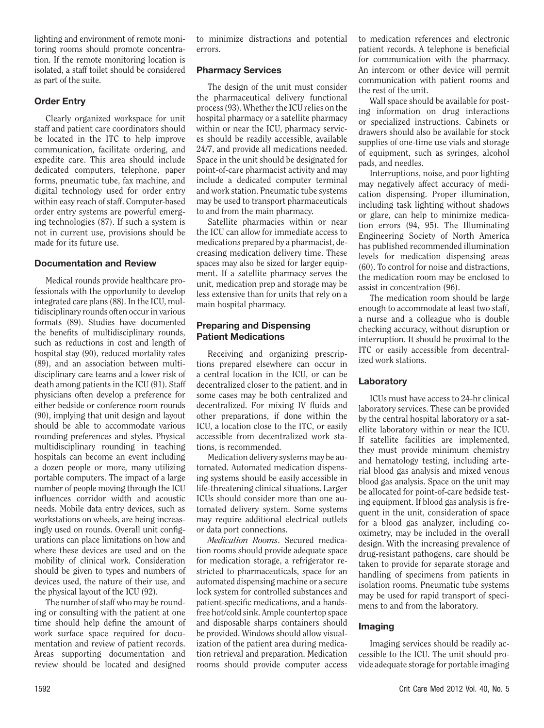lighting and environment of remote monitoring rooms should promote concentration. If the remote monitoring location is isolated, a staff toilet should be considered as part of the suite.

### Order Entry

Clearly organized workspace for unit staff and patient care coordinators should be located in the ITC to help improve communication, facilitate ordering, and expedite care. This area should include dedicated computers, telephone, paper forms, pneumatic tube, fax machine, and digital technology used for order entry within easy reach of staff. Computer-based order entry systems are powerful emerging technologies (87). If such a system is not in current use, provisions should be made for its future use.

### Documentation and Review

Medical rounds provide healthcare professionals with the opportunity to develop integrated care plans (88). In the ICU, multidisciplinary rounds often occur in various formats (89). Studies have documented the benefits of multidisciplinary rounds, such as reductions in cost and length of hospital stay (90), reduced mortality rates (89), and an association between multidisciplinary care teams and a lower risk of death among patients in the ICU (91). Staff physicians often develop a preference for either bedside or conference room rounds (90), implying that unit design and layout should be able to accommodate various rounding preferences and styles. Physical multidisciplinary rounding in teaching hospitals can become an event including a dozen people or more, many utilizing portable computers. The impact of a large number of people moving through the ICU influences corridor width and acoustic needs. Mobile data entry devices, such as workstations on wheels, are being increasingly used on rounds. Overall unit configurations can place limitations on how and where these devices are used and on the mobility of clinical work. Consideration should be given to types and numbers of devices used, the nature of their use, and the physical layout of the ICU (92).

The number of staff who may be rounding or consulting with the patient at one time should help define the amount of work surface space required for documentation and review of patient records. Areas supporting documentation and review should be located and designed to minimize distractions and potential errors.

### Pharmacy Services

The design of the unit must consider the pharmaceutical delivery functional process (93). Whether the ICU relies on the hospital pharmacy or a satellite pharmacy within or near the ICU, pharmacy services should be readily accessible, available 24/7, and provide all medications needed. Space in the unit should be designated for point-of-care pharmacist activity and may include a dedicated computer terminal and work station. Pneumatic tube systems may be used to transport pharmaceuticals to and from the main pharmacy.

Satellite pharmacies within or near the ICU can allow for immediate access to medications prepared by a pharmacist, decreasing medication delivery time. These spaces may also be sized for larger equipment. If a satellite pharmacy serves the unit, medication prep and storage may be less extensive than for units that rely on a main hospital pharmacy.

### Preparing and Dispensing Patient Medications

Receiving and organizing prescriptions prepared elsewhere can occur in a central location in the ICU, or can be decentralized closer to the patient, and in some cases may be both centralized and decentralized. For mixing IV fluids and other preparations, if done within the ICU, a location close to the ITC, or easily accessible from decentralized work stations, is recommended.

Medication delivery systems may be automated. Automated medication dispensing systems should be easily accessible in life-threatening clinical situations. Larger ICUs should consider more than one automated delivery system. Some systems may require additional electrical outlets or data port connections.

*Medication Rooms*. Secured medication rooms should provide adequate space for medication storage, a refrigerator restricted to pharmaceuticals, space for an automated dispensing machine or a secure lock system for controlled substances and patient-specific medications, and a hands-free hot/cold sink. Ample countertop space and disposable sharps containers should be provided. Windows should allow visualization of the patient area during medication retrieval and preparation. Medication rooms should provide computer access to medication references and electronic patient records. A telephone is beneficial for communication with the pharmacy. An intercom or other device will permit communication with patient rooms and the rest of the unit.

Wall space should be available for posting information on drug interactions or specialized instructions. Cabinets or drawers should also be available for stock supplies of one-time use vials and storage of equipment, such as syringes, alcohol pads, and needles.

Interruptions, noise, and poor lighting may negatively affect accuracy of medication dispensing. Proper illumination, including task lighting without shadows or glare, can help to minimize medication errors (94, 95). The Illuminating Engineering Society of North America has published recommended illumination levels for medication dispensing areas (60). To control for noise and distractions, the medication room may be enclosed to assist in concentration (96).

The medication room should be large enough to accommodate at least two staff, a nurse and a colleague who is double checking accuracy, without disruption or interruption. It should be proximal to the ITC or easily accessible from decentralized work stations.

### Laboratory

ICUs must have access to 24-hr clinical laboratory services. These can be provided by the central hospital laboratory or a satellite laboratory within or near the ICU. If satellite facilities are implemented, they must provide minimum chemistry and hematology testing, including arterial blood gas analysis and mixed venous blood gas analysis. Space on the unit may be allocated for point-of-care bedside testing equipment. If blood gas analysis is frequent in the unit, consideration of space for a blood gas analyzer, including co-oximetry, may be included in the overall design. With the increasing prevalence of drug-resistant pathogens, care should be taken to provide for separate storage and handling of specimens from patients in isolation rooms. Pneumatic tube systems may be used for rapid transport of specimens to and from the laboratory.

### Imaging

Imaging services should be readily accessible to the ICU. The unit should provide adequate storage for portable imaging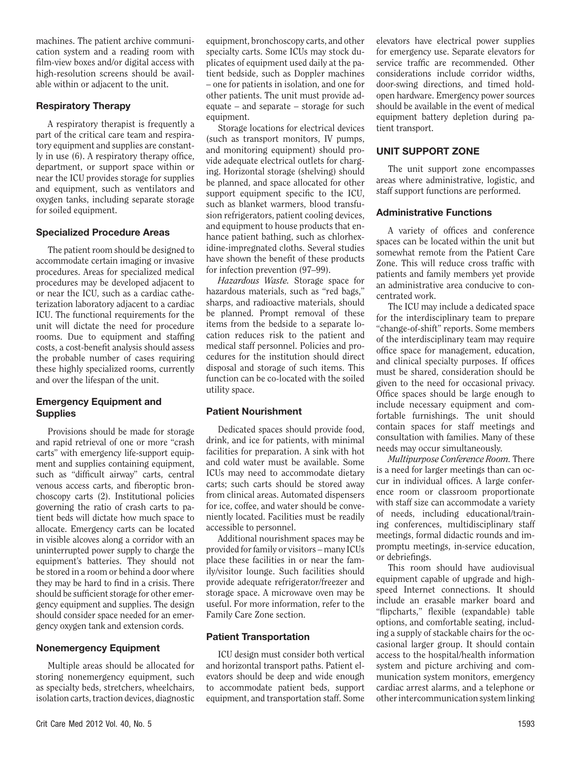machines. The patient archive communication system and a reading room with film-view boxes and/or digital access with high-resolution screens should be available within or adjacent to the unit.

### Respiratory Therapy

A respiratory therapist is frequently a part of the critical care team and respiratory equipment and supplies are constantly in use (6). A respiratory therapy office, department, or support space within or near the ICU provides storage for supplies and equipment, such as ventilators and oxygen tanks, including separate storage for soiled equipment.

### Specialized Procedure Areas

The patient room should be designed to accommodate certain imaging or invasive procedures. Areas for specialized medical procedures may be developed adjacent to or near the ICU, such as a cardiac catheterization laboratory adjacent to a cardiac ICU. The functional requirements for the unit will dictate the need for procedure rooms. Due to equipment and staffing costs, a cost-benefit analysis should assess the probable number of cases requiring these highly specialized rooms, currently and over the lifespan of the unit.

### Emergency Equipment and Supplies

Provisions should be made for storage and rapid retrieval of one or more "crash carts" with emergency life-support equipment and supplies containing equipment, such as "difficult airway" carts, central venous access carts, and fiberoptic bronchoscopy carts (2). Institutional policies governing the ratio of crash carts to patient beds will dictate how much space to allocate. Emergency carts can be located in visible alcoves along a corridor with an uninterrupted power supply to charge the equipment's batteries. They should not be stored in a room or behind a door where they may be hard to find in a crisis. There should be sufficient storage for other emergency equipment and supplies. The design should consider space needed for an emergency oxygen tank and extension cords.

### Nonemergency Equipment

Multiple areas should be allocated for storing nonemergency equipment, such as specialty beds, stretchers, wheelchairs, isolation carts, traction devices, diagnostic equipment, bronchoscopy carts, and other specialty carts. Some ICUs may stock duplicates of equipment used daily at the patient bedside, such as Doppler machines – one for patients in isolation, and one for other patients. The unit must provide adequate – and separate – storage for such equipment.

Storage locations for electrical devices (such as transport monitors, IV pumps, and monitoring equipment) should provide adequate electrical outlets for charging. Horizontal storage (shelving) should be planned, and space allocated for other support equipment specific to the ICU, such as blanket warmers, blood transfusion refrigerators, patient cooling devices, and equipment to house products that enhance patient bathing, such as chlorhexidine-impregnated cloths. Several studies have shown the benefit of these products for infection prevention (97–99).

*Hazardous Waste.* Storage space for hazardous materials, such as "red bags," sharps, and radioactive materials, should be planned. Prompt removal of these items from the bedside to a separate location reduces risk to the patient and medical staff personnel. Policies and procedures for the institution should direct disposal and storage of such items. This function can be co-located with the soiled utility space.

### Patient Nourishment

Dedicated spaces should provide food, drink, and ice for patients, with minimal facilities for preparation. A sink with hot and cold water must be available. Some ICUs may need to accommodate dietary carts; such carts should be stored away from clinical areas. Automated dispensers for ice, coffee, and water should be conveniently located. Facilities must be readily accessible to personnel.

Additional nourishment spaces may be provided for family or visitors – many ICUs place these facilities in or near the family/visitor lounge. Such facilities should provide adequate refrigerator/freezer and storage space. A microwave oven may be useful. For more information, refer to the Family Care Zone section.

### Patient Transportation

ICU design must consider both vertical and horizontal transport paths. Patient elevators should be deep and wide enough to accommodate patient beds, support equipment, and transportation staff. Some elevators have electrical power supplies for emergency use. Separate elevators for service traffic are recommended. Other considerations include corridor widths, door-swing directions, and timed hold-open hardware. Emergency power sources should be available in the event of medical equipment battery depletion during patient transport.

## UNIT SUPPORT ZONE

The unit support zone encompasses areas where administrative, logistic, and staff support functions are performed.

### Administrative Functions

A variety of offices and conference spaces can be located within the unit but somewhat remote from the Patient Care Zone. This will reduce cross traffic with patients and family members yet provide an administrative area conducive to concentrated work.

The ICU may include a dedicated space for the interdisciplinary team to prepare "change-of-shift" reports. Some members of the interdisciplinary team may require office space for management, education, and clinical specialty purposes. If offices must be shared, consideration should be given to the need for occasional privacy. Office spaces should be large enough to include necessary equipment and comfortable furnishings. The unit should contain spaces for staff meetings and consultation with families. Many of these needs may occur simultaneously.

*Multipurpose Conference Room.* There is a need for larger meetings than can occur in individual offices. A large conference room or classroom proportionate with staff size can accommodate a variety of needs, including educational/training conferences, multidisciplinary staff meetings, formal didactic rounds and impromptu meetings, in-service education, or debriefings.

This room should have audiovisual equipment capable of upgrade and high-speed Internet connections. It should include an erasable marker board and "flipcharts," flexible (expandable) table options, and comfortable seating, including a supply of stackable chairs for the occasional larger group. It should contain access to the hospital/health information system and picture archiving and communication system monitors, emergency cardiac arrest alarms, and a telephone or other intercommunication system linking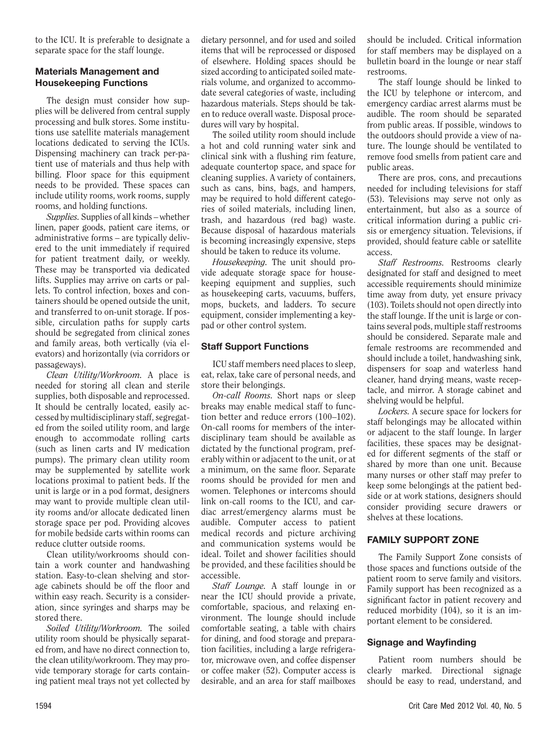to the ICU. It is preferable to designate a separate space for the staff lounge.

### Materials Management and Housekeeping Functions

The design must consider how supplies will be delivered from central supply processing and bulk stores. Some institutions use satellite materials management locations dedicated to serving the ICUs. Dispensing machinery can track per-patient use of materials and thus help with billing. Floor space for this equipment needs to be provided. These spaces can include utility rooms, work rooms, supply rooms, and holding functions.

*Supplies.* Supplies of all kinds – whether linen, paper goods, patient care items, or administrative forms – are typically delivered to the unit immediately if required for patient treatment daily, or weekly. These may be transported via dedicated lifts. Supplies may arrive on carts or pallets. To control infection, boxes and containers should be opened outside the unit, and transferred to on-unit storage. If possible, circulation paths for supply carts should be segregated from clinical zones and family areas, both vertically (via elevators) and horizontally (via corridors or passageways).

*Clean Utility/Workroom.* A place is needed for storing all clean and sterile supplies, both disposable and reprocessed. It should be centrally located, easily accessed by multidisciplinary staff, segregated from the soiled utility room, and large enough to accommodate rolling carts (such as linen carts and IV medication pumps). The primary clean utility room may be supplemented by satellite work locations proximal to patient beds. If the unit is large or in a pod format, designers may want to provide multiple clean utility rooms and/or allocate dedicated linen storage space per pod. Providing alcoves for mobile bedside carts within rooms can reduce clutter outside rooms.

Clean utility/workrooms should contain a work counter and handwashing station. Easy-to-clean shelving and storage cabinets should be off the floor and within easy reach. Security is a consideration, since syringes and sharps may be stored there.

*Soiled Utility/Workroom.* The soiled utility room should be physically separated from, and have no direct connection to, the clean utility/workroom. They may provide temporary storage for carts containing patient meal trays not yet collected by dietary personnel, and for used and soiled items that will be reprocessed or disposed of elsewhere. Holding spaces should be sized according to anticipated soiled materials volume, and organized to accommodate several categories of waste, including hazardous materials. Steps should be taken to reduce overall waste. Disposal procedures will vary by hospital.

The soiled utility room should include a hot and cold running water sink and clinical sink with a flushing rim feature, adequate countertop space, and space for cleaning supplies. A variety of containers, such as cans, bins, bags, and hampers, may be required to hold different categories of soiled materials, including linen, trash, and hazardous (red bag) waste. Because disposal of hazardous materials is becoming increasingly expensive, steps should be taken to reduce its volume.

*Housekeeping.* The unit should provide adequate storage space for housekeeping equipment and supplies, such as housekeeping carts, vacuums, buffers, mops, buckets, and ladders. To secure equipment, consider implementing a keypad or other control system.

### Staff Support Functions

ICU staff members need places to sleep, eat, relax, take care of personal needs, and store their belongings.

*On-call Rooms.* Short naps or sleep breaks may enable medical staff to function better and reduce errors (100–102). On-call rooms for members of the interdisciplinary team should be available as dictated by the functional program, preferably within or adjacent to the unit, or at a minimum, on the same floor. Separate rooms should be provided for men and women. Telephones or intercoms should link on-call rooms to the ICU, and cardiac arrest/emergency alarms must be audible. Computer access to patient medical records and picture archiving and communication systems would be ideal. Toilet and shower facilities should be provided, and these facilities should be accessible.

*Staff Lounge.* A staff lounge in or near the ICU should provide a private, comfortable, spacious, and relaxing environment. The lounge should include comfortable seating, a table with chairs for dining, and food storage and preparation facilities, including a large refrigerator, microwave oven, and coffee dispenser or coffee maker (52). Computer access is desirable, and an area for staff mailboxes should be included. Critical information for staff members may be displayed on a bulletin board in the lounge or near staff restrooms.

The staff lounge should be linked to the ICU by telephone or intercom, and emergency cardiac arrest alarms must be audible. The room should be separated from public areas. If possible, windows to the outdoors should provide a view of nature. The lounge should be ventilated to remove food smells from patient care and public areas.

There are pros, cons, and precautions needed for including televisions for staff (53). Televisions may serve not only as entertainment, but also as a source of critical information during a public crisis or emergency situation. Televisions, if provided, should feature cable or satellite access.

*Staff Restrooms.* Restrooms clearly designated for staff and designed to meet accessible requirements should minimize time away from duty, yet ensure privacy (103). Toilets should not open directly into the staff lounge. If the unit is large or contains several pods, multiple staff restrooms should be considered. Separate male and female restrooms are recommended and should include a toilet, handwashing sink, dispensers for soap and waterless hand cleaner, hand drying means, waste receptacle, and mirror. A storage cabinet and shelving would be helpful.

*Lockers.* A secure space for lockers for staff belongings may be allocated within or adjacent to the staff lounge. In larger facilities, these spaces may be designated for different segments of the staff or shared by more than one unit. Because many nurses or other staff may prefer to keep some belongings at the patient bedside or at work stations, designers should consider providing secure drawers or shelves at these locations.

## FAMILY SUPPORT ZONE

The Family Support Zone consists of those spaces and functions outside of the patient room to serve family and visitors. Family support has been recognized as a significant factor in patient recovery and reduced morbidity (104), so it is an important element to be considered.

### Signage and Wayfinding

Patient room numbers should be clearly marked. Directional signage should be easy to read, understand, and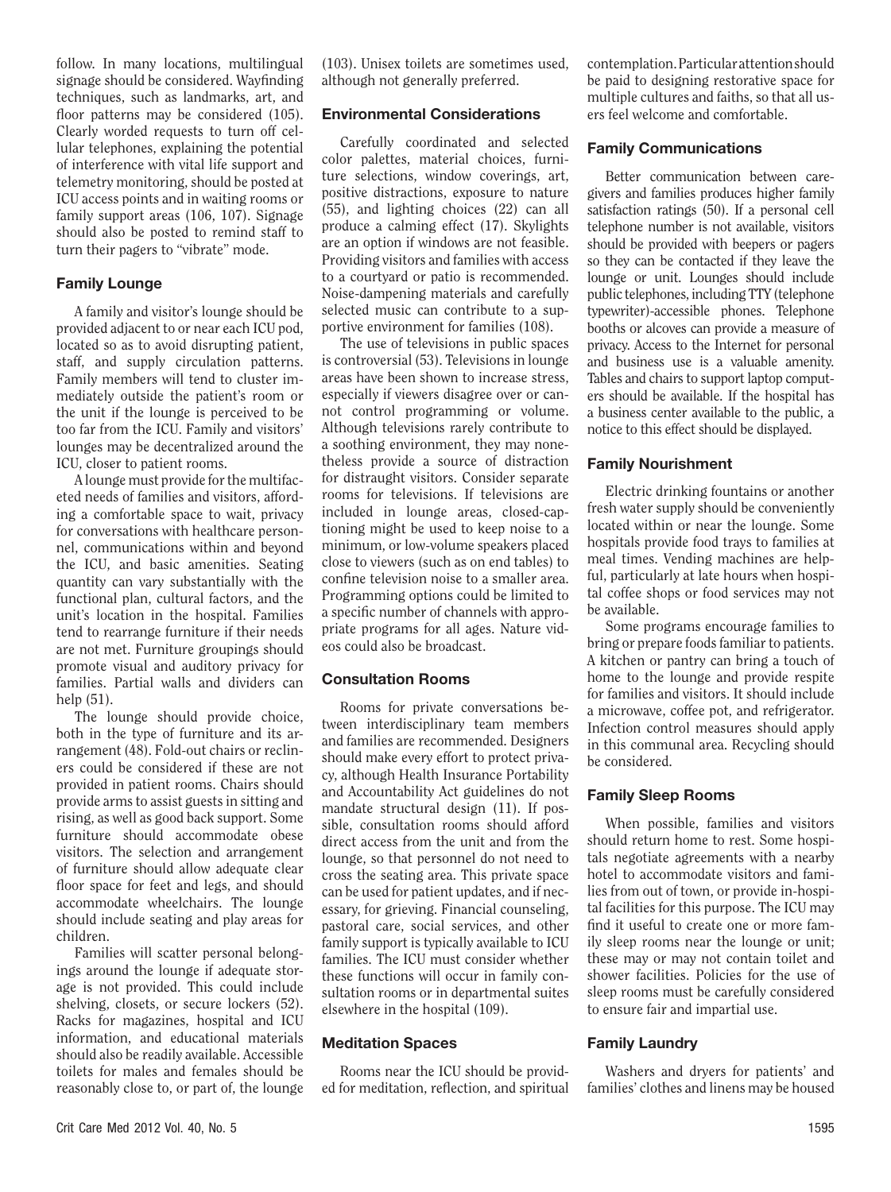follow. In many locations, multilingual signage should be considered. Wayfinding techniques, such as landmarks, art, and floor patterns may be considered (105). Clearly worded requests to turn off cellular telephones, explaining the potential of interference with vital life support and telemetry monitoring, should be posted at ICU access points and in waiting rooms or family support areas (106, 107). Signage should also be posted to remind staff to turn their pagers to "vibrate" mode.

### Family Lounge

A family and visitor's lounge should be provided adjacent to or near each ICU pod, located so as to avoid disrupting patient, staff, and supply circulation patterns. Family members will tend to cluster immediately outside the patient's room or the unit if the lounge is perceived to be too far from the ICU. Family and visitors' lounges may be decentralized around the ICU, closer to patient rooms.

A lounge must provide for the multifaceted needs of families and visitors, affording a comfortable space to wait, privacy for conversations with healthcare personnel, communications within and beyond the ICU, and basic amenities. Seating quantity can vary substantially with the functional plan, cultural factors, and the unit's location in the hospital. Families tend to rearrange furniture if their needs are not met. Furniture groupings should promote visual and auditory privacy for families. Partial walls and dividers can help (51).

The lounge should provide choice, both in the type of furniture and its arrangement (48). Fold-out chairs or recliners could be considered if these are not provided in patient rooms. Chairs should provide arms to assist guests in sitting and rising, as well as good back support. Some furniture should accommodate obese visitors. The selection and arrangement of furniture should allow adequate clear floor space for feet and legs, and should accommodate wheelchairs. The lounge should include seating and play areas for children.

Families will scatter personal belongings around the lounge if adequate storage is not provided. This could include shelving, closets, or secure lockers (52). Racks for magazines, hospital and ICU information, and educational materials should also be readily available. Accessible toilets for males and females should be reasonably close to, or part of, the lounge (103). Unisex toilets are sometimes used, although not generally preferred.

### Environmental Considerations

Carefully coordinated and selected color palettes, material choices, furniture selections, window coverings, art, positive distractions, exposure to nature (55), and lighting choices (22) can all produce a calming effect (17). Skylights are an option if windows are not feasible. Providing visitors and families with access to a courtyard or patio is recommended. Noise-dampening materials and carefully selected music can contribute to a supportive environment for families (108).

The use of televisions in public spaces is controversial (53). Televisions in lounge areas have been shown to increase stress, especially if viewers disagree over or cannot control programming or volume. Although televisions rarely contribute to a soothing environment, they may nonetheless provide a source of distraction for distraught visitors. Consider separate rooms for televisions. If televisions are included in lounge areas, closed-captioning might be used to keep noise to a minimum, or low-volume speakers placed close to viewers (such as on end tables) to confine television noise to a smaller area. Programming options could be limited to a specific number of channels with appropriate programs for all ages. Nature videos could also be broadcast.

### Consultation Rooms

Rooms for private conversations between interdisciplinary team members and families are recommended. Designers should make every effort to protect privacy, although Health Insurance Portability and Accountability Act guidelines do not mandate structural design (11). If possible, consultation rooms should afford direct access from the unit and from the lounge, so that personnel do not need to cross the seating area. This private space can be used for patient updates, and if necessary, for grieving. Financial counseling, pastoral care, social services, and other family support is typically available to ICU families. The ICU must consider whether these functions will occur in family consultation rooms or in departmental suites elsewhere in the hospital (109).

### Meditation Spaces

Rooms near the ICU should be provided for meditation, reflection, and spiritual contemplation. Particular attention should be paid to designing restorative space for multiple cultures and faiths, so that all users feel welcome and comfortable.

### Family Communications

Better communication between caregivers and families produces higher family satisfaction ratings (50). If a personal cell telephone number is not available, visitors should be provided with beepers or pagers so they can be contacted if they leave the lounge or unit. Lounges should include public telephones, including TTY (telephone typewriter)-accessible phones. Telephone booths or alcoves can provide a measure of privacy. Access to the Internet for personal and business use is a valuable amenity. Tables and chairs to support laptop computers should be available. If the hospital has a business center available to the public, a notice to this effect should be displayed.

### Family Nourishment

Electric drinking fountains or another fresh water supply should be conveniently located within or near the lounge. Some hospitals provide food trays to families at meal times. Vending machines are helpful, particularly at late hours when hospital coffee shops or food services may not be available.

Some programs encourage families to bring or prepare foods familiar to patients. A kitchen or pantry can bring a touch of home to the lounge and provide respite for families and visitors. It should include a microwave, coffee pot, and refrigerator. Infection control measures should apply in this communal area. Recycling should be considered.

### Family Sleep Rooms

When possible, families and visitors should return home to rest. Some hospitals negotiate agreements with a nearby hotel to accommodate visitors and families from out of town, or provide in-hospital facilities for this purpose. The ICU may find it useful to create one or more family sleep rooms near the lounge or unit; these may or may not contain toilet and shower facilities. Policies for the use of sleep rooms must be carefully considered to ensure fair and impartial use.

### Family Laundry

Washers and dryers for patients' and families' clothes and linens may be housed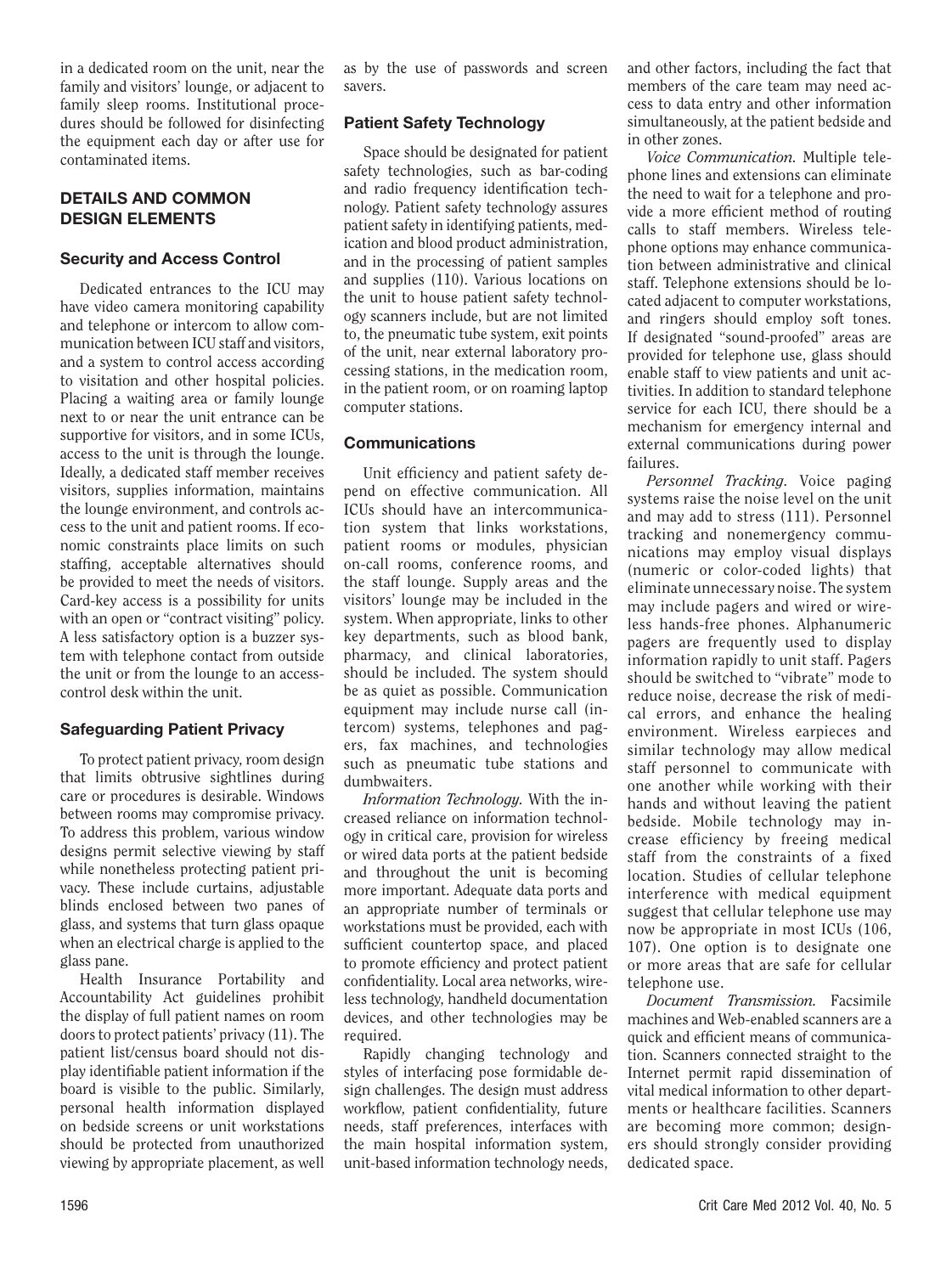in a dedicated room on the unit, near the family and visitors' lounge, or adjacent to family sleep rooms. Institutional procedures should be followed for disinfecting the equipment each day or after use for contaminated items.

## DETAILS AND COMMON DESIGN ELEMENTS

### Security and Access Control

Dedicated entrances to the ICU may have video camera monitoring capability and telephone or intercom to allow communication between ICU staff and visitors, and a system to control access according to visitation and other hospital policies. Placing a waiting area or family lounge next to or near the unit entrance can be supportive for visitors, and in some ICUs, access to the unit is through the lounge. Ideally, a dedicated staff member receives visitors, supplies information, maintains the lounge environment, and controls access to the unit and patient rooms. If economic constraints place limits on such staffing, acceptable alternatives should be provided to meet the needs of visitors. Card-key access is a possibility for units with an open or "contract visiting" policy. A less satisfactory option is a buzzer system with telephone contact from outside the unit or from the lounge to an access-control desk within the unit.

### Safeguarding Patient Privacy

To protect patient privacy, room design that limits obtrusive sightlines during care or procedures is desirable. Windows between rooms may compromise privacy. To address this problem, various window designs permit selective viewing by staff while nonetheless protecting patient privacy. These include curtains, adjustable blinds enclosed between two panes of glass, and systems that turn glass opaque when an electrical charge is applied to the glass pane.

Health Insurance Portability and Accountability Act guidelines prohibit the display of full patient names on room doors to protect patients' privacy (11). The patient list/census board should not display identifiable patient information if the board is visible to the public. Similarly, personal health information displayed on bedside screens or unit workstations should be protected from unauthorized viewing by appropriate placement, as well as by the use of passwords and screen savers.

### Patient Safety Technology

Space should be designated for patient safety technologies, such as bar-coding and radio frequency identification technology. Patient safety technology assures patient safety in identifying patients, medication and blood product administration, and in the processing of patient samples and supplies (110). Various locations on the unit to house patient safety technology scanners include, but are not limited to, the pneumatic tube system, exit points of the unit, near external laboratory processing stations, in the medication room, in the patient room, or on roaming laptop computer stations.

### Communications

Unit efficiency and patient safety depend on effective communication. All ICUs should have an intercommunication system that links workstations, patient rooms or modules, physician on-call rooms, conference rooms, and the staff lounge. Supply areas and the visitors' lounge may be included in the system. When appropriate, links to other key departments, such as blood bank, pharmacy, and clinical laboratories, should be included. The system should be as quiet as possible. Communication equipment may include nurse call (intercom) systems, telephones and pagers, fax machines, and technologies such as pneumatic tube stations and dumbwaiters.

*Information Technology.* With the increased reliance on information technology in critical care, provision for wireless or wired data ports at the patient bedside and throughout the unit is becoming more important. Adequate data ports and an appropriate number of terminals or workstations must be provided, each with sufficient countertop space, and placed to promote efficiency and protect patient confidentiality. Local area networks, wireless technology, handheld documentation devices, and other technologies may be required.

Rapidly changing technology and styles of interfacing pose formidable design challenges. The design must address workflow, patient confidentiality, future needs, staff preferences, interfaces with the main hospital information system, unit-based information technology needs, and other factors, including the fact that members of the care team may need access to data entry and other information simultaneously, at the patient bedside and in other zones.

*Voice Communication.* Multiple telephone lines and extensions can eliminate the need to wait for a telephone and provide a more efficient method of routing calls to staff members. Wireless telephone options may enhance communication between administrative and clinical staff. Telephone extensions should be located adjacent to computer workstations, and ringers should employ soft tones. If designated "sound-proofed" areas are provided for telephone use, glass should enable staff to view patients and unit activities. In addition to standard telephone service for each ICU, there should be a mechanism for emergency internal and external communications during power failures.

*Personnel Tracking.* Voice paging systems raise the noise level on the unit and may add to stress (111). Personnel tracking and nonemergency communications may employ visual displays (numeric or color-coded lights) that eliminate unnecessary noise. The system may include pagers and wired or wireless hands-free phones. Alphanumeric pagers are frequently used to display information rapidly to unit staff. Pagers should be switched to "vibrate" mode to reduce noise, decrease the risk of medical errors, and enhance the healing environment. Wireless earpieces and similar technology may allow medical staff personnel to communicate with one another while working with their hands and without leaving the patient bedside. Mobile technology may increase efficiency by freeing medical staff from the constraints of a fixed location. Studies of cellular telephone interference with medical equipment suggest that cellular telephone use may now be appropriate in most ICUs (106, 107). One option is to designate one or more areas that are safe for cellular telephone use.

*Document Transmission.* Facsimile machines and Web-enabled scanners are a quick and efficient means of communication. Scanners connected straight to the Internet permit rapid dissemination of vital medical information to other departments or healthcare facilities. Scanners are becoming more common; designers should strongly consider providing dedicated space.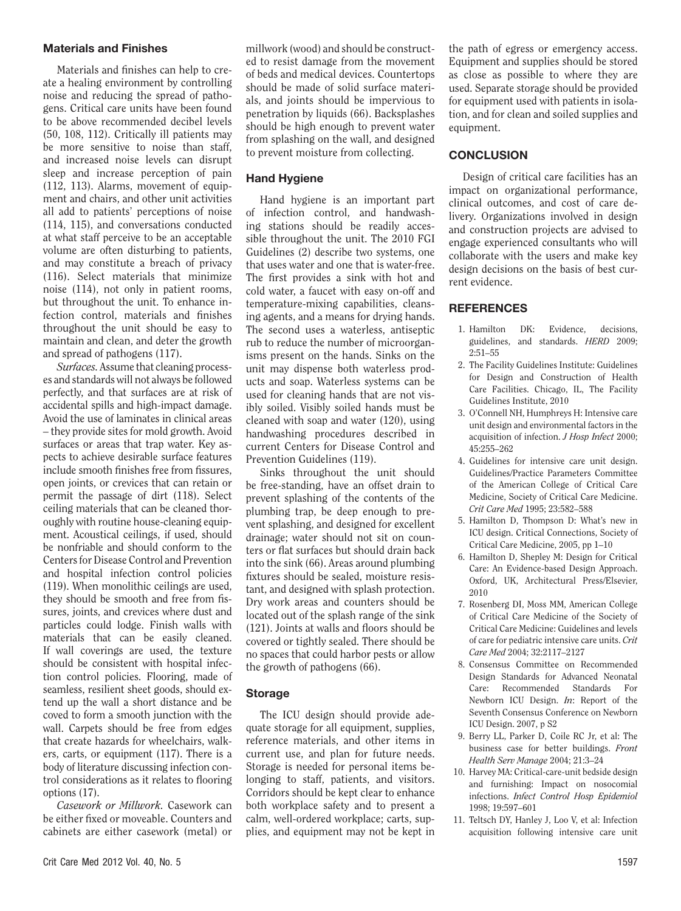### Materials and Finishes

Materials and finishes can help to create a healing environment by controlling noise and reducing the spread of pathogens. Critical care units have been found to be above recommended decibel levels (50, 108, 112). Critically ill patients may be more sensitive to noise than staff, and increased noise levels can disrupt sleep and increase perception of pain (112, 113). Alarms, movement of equipment and chairs, and other unit activities all add to patients' perceptions of noise (114, 115), and conversations conducted at what staff perceive to be an acceptable volume are often disturbing to patients, and may constitute a breach of privacy (116). Select materials that minimize noise (114), not only in patient rooms, but throughout the unit. To enhance infection control, materials and finishes throughout the unit should be easy to maintain and clean, and deter the growth and spread of pathogens (117).

*Surfaces.* Assume that cleaning processes and standards will not always be followed perfectly, and that surfaces are at risk of accidental spills and high-impact damage. Avoid the use of laminates in clinical areas – they provide sites for mold growth. Avoid surfaces or areas that trap water. Key aspects to achieve desirable surface features include smooth finishes free from fissures, open joints, or crevices that can retain or permit the passage of dirt (118). Select ceiling materials that can be cleaned thoroughly with routine house-cleaning equipment. Acoustical ceilings, if used, should be nonfriable and should conform to the Centers for Disease Control and Prevention and hospital infection control policies (119). When monolithic ceilings are used, they should be smooth and free from fissures, joints, and crevices where dust and particles could lodge. Finish walls with materials that can be easily cleaned. If wall coverings are used, the texture should be consistent with hospital infection control policies. Flooring, made of seamless, resilient sheet goods, should extend up the wall a short distance and be coved to form a smooth junction with the wall. Carpets should be free from edges that create hazards for wheelchairs, walkers, carts, or equipment (117). There is a body of literature discussing infection control considerations as it relates to flooring options (17).

*Casework or Millwork.* Casework can be either fixed or moveable. Counters and cabinets are either casework (metal) or millwork (wood) and should be constructed to resist damage from the movement of beds and medical devices. Countertops should be made of solid surface materials, and joints should be impervious to penetration by liquids (66). Backsplashes should be high enough to prevent water from splashing on the wall, and designed to prevent moisture from collecting.

### Hand Hygiene

Hand hygiene is an important part of infection control, and handwashing stations should be readily accessible throughout the unit. The 2010 FGI Guidelines (2) describe two systems, one that uses water and one that is water-free. The first provides a sink with hot and cold water, a faucet with easy on-off and temperature-mixing capabilities, cleansing agents, and a means for drying hands. The second uses a waterless, antiseptic rub to reduce the number of microorganisms present on the hands. Sinks on the unit may dispense both waterless products and soap. Waterless systems can be used for cleaning hands that are not visibly soiled. Visibly soiled hands must be cleaned with soap and water (120), using handwashing procedures described in current Centers for Disease Control and Prevention Guidelines (119).

Sinks throughout the unit should be free-standing, have an offset drain to prevent splashing of the contents of the plumbing trap, be deep enough to prevent splashing, and designed for excellent drainage; water should not sit on counters or flat surfaces but should drain back into the sink (66). Areas around plumbing fixtures should be sealed, moisture resistant, and designed with splash protection. Dry work areas and counters should be located out of the splash range of the sink (121). Joints at walls and floors should be covered or tightly sealed. There should be no spaces that could harbor pests or allow the growth of pathogens (66).

### Storage

The ICU design should provide adequate storage for all equipment, supplies, reference materials, and other items in current use, and plan for future needs. Storage is needed for personal items belonging to staff, patients, and visitors. Corridors should be kept clear to enhance both workplace safety and to present a calm, well-ordered workplace; carts, supplies, and equipment may not be kept in the path of egress or emergency access. Equipment and supplies should be stored as close as possible to where they are used. Separate storage should be provided for equipment used with patients in isolation, and for clean and soiled supplies and equipment.

## CONCLUSION

Design of critical care facilities has an impact on organizational performance, clinical outcomes, and cost of care delivery. Organizations involved in design and construction projects are advised to engage experienced consultants who will collaborate with the users and make key design decisions on the basis of best current evidence.

## REFERENCES

1. Hamilton DK: Evidence, decisions, guidelines, and standards. *HERD* 2009; 2:51–55
2. The Facility Guidelines Institute: Guidelines for Design and Construction of Health Care Facilities. Chicago, IL, The Facility Guidelines Institute, 2010
3. O'Connell NH, Humphreys H: Intensive care unit design and environmental factors in the acquisition of infection. *J Hosp Infect* 2000; 45:255–262
4. Guidelines for intensive care unit design. Guidelines/Practice Parameters Committee of the American College of Critical Care Medicine, Society of Critical Care Medicine. *Crit Care Med* 1995; 23:582–588
5. Hamilton D, Thompson D: What's new in ICU design. Critical Connections, Society of Critical Care Medicine, 2005, pp 1–10
6. Hamilton D, Shepley M: Design for Critical Care: An Evidence-based Design Approach. Oxford, UK, Architectural Press/Elsevier, 2010
7. Rosenberg DI, Moss MM, American College of Critical Care Medicine of the Society of Critical Care Medicine: Guidelines and levels of care for pediatric intensive care units. *Crit Care Med* 2004; 32:2117–2127
8. Consensus Committee on Recommended Design Standards for Advanced Neonatal Care: Recommended Standards For Newborn ICU Design. *In*: Report of the Seventh Consensus Conference on Newborn ICU Design. 2007, p S2
9. Berry LL, Parker D, Coile RC Jr, et al: The business case for better buildings. *Front Health Serv Manage* 2004; 21:3–24
10. Harvey MA: Critical-care-unit bedside design and furnishing: Impact on nosocomial infections. *Infect Control Hosp Epidemiol* 1998; 19:597–601
11. Teltsch DY, Hanley J, Loo V, et al: Infection acquisition following intensive care unit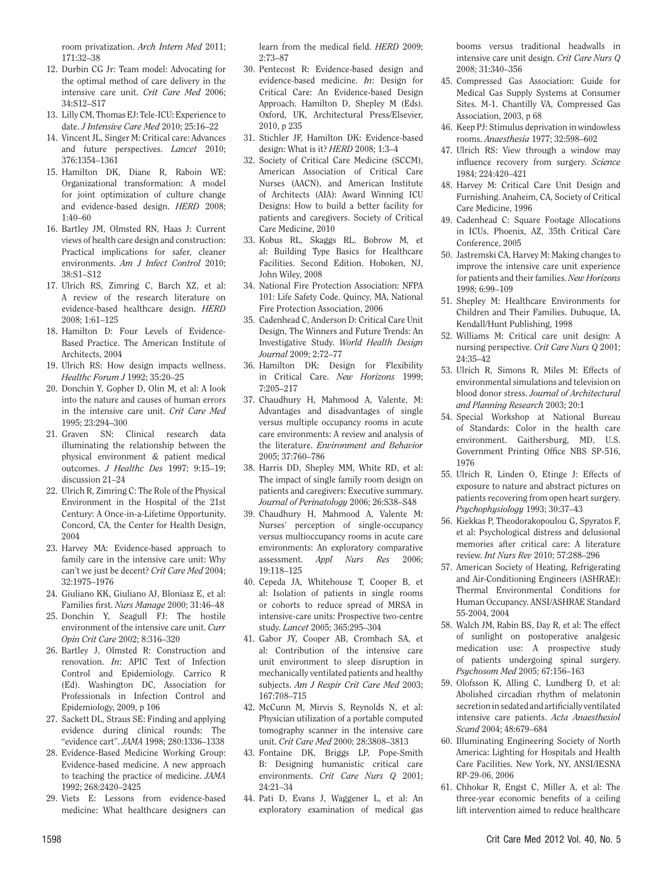room privatization. *Arch Intern Med* 2011; 171:32–38

12. Durbin CG Jr: Team model: Advocating for the optimal method of care delivery in the intensive care unit. *Crit Care Med* 2006; 34:S12–S17
13. Lilly CM, Thomas EJ: Tele-ICU: Experience to date. *J Intensive Care Med* 2010; 25:16–22
14. Vincent JL, Singer M: Critical care: Advances and future perspectives. *Lancet* 2010; 376:1354–1361
15. Hamilton DK, Diane R, Raboin WE: Organizational transformation: A model for joint optimization of culture change and evidence-based design. *HERD* 2008; 1:40–60
16. Bartley JM, Olmsted RN, Haas J: Current views of health care design and construction: Practical implications for safer, cleaner environments. *Am J Infect Control* 2010; 38:S1–S12
17. Ulrich RS, Zimring C, Barch XZ, et al: A review of the research literature on evidence-based healthcare design. *HERD* 2008; 1:61–125
18. Hamilton D: Four Levels of Evidence-Based Practice. The American Institute of Architects, 2004
19. Ulrich RS: How design impacts wellness. *Healthc Forum J* 1992; 35:20–25
20. Donchin Y, Gopher D, Olin M, et al: A look into the nature and causes of human errors in the intensive care unit. *Crit Care Med* 1995; 23:294–300
21. Graven SN: Clinical research data illuminating the relationship between the physical environment & patient medical outcomes. *J Healthc Des* 1997; 9:15–19; discussion 21–24
22. Ulrich R, Zimring C: The Role of the Physical Environment in the Hospital of the 21st Century: A Once-in-a-Lifetime Opportunity. Concord, CA, the Center for Health Design, 2004
23. Harvey MA: Evidence-based approach to family care in the intensive care unit: Why can't we just be decent? *Crit Care Med* 2004; 32:1975–1976
24. Giuliano KK, Giuliano AJ, Bloniasz E, et al: Families first. *Nurs Manage* 2000; 31:46–48
25. Donchin Y, Seagull FJ: The hostile environment of the intensive care unit. *Curr Opin Crit Care* 2002; 8:316–320
26. Bartley J, Olmsted R: Construction and renovation. *In*: APIC Text of Infection Control and Epidemiology. Carrico R (Ed). Washington DC, Association for Professionals in Infection Control and Epidemiology, 2009, p 106
27. Sackett DL, Straus SE: Finding and applying evidence during clinical rounds: The "evidence cart". *JAMA* 1998; 280:1336–1338
28. Evidence-Based Medicine Working Group: Evidence-based medicine. A new approach to teaching the practice of medicine. *JAMA* 1992; 268:2420–2425
29. Viets E: Lessons from evidence-based medicine: What healthcare designers can learn from the medical field. *HERD* 2009; 2:73–87
30. Pentecost R: Evidence-based design and evidence-based medicine. *In*: Design for Critical Care: An Evidence-based Design Approach. Hamilton D, Shepley M (Eds). Oxford, UK, Architectural Press/Elsevier, 2010, p 235
31. Stichler JF, Hamilton DK: Evidence-based design: What is it? *HERD* 2008; 1:3–4
32. Society of Critical Care Medicine (SCCM), American Association of Critical Care Nurses (AACN), and American Institute of Architects (AIA): Award Winning ICU Designs: How to build a better facility for patients and caregivers. Society of Critical Care Medicine, 2010
33. Kobus RL, Skaggs RL, Bobrow M, et al: Building Type Basics for Healthcare Facilities. Second Edition. Hoboken, NJ, John Wiley, 2008
34. National Fire Protection Association: NFPA 101: Life Safety Code. Quincy, MA, National Fire Protection Association, 2006
35. Cadenhead C, Anderson D: Critical Care Unit Design, The Winners and Future Trends: An Investigative Study. *World Health Design Journal* 2009; 2:72–77
36. Hamilton DK: Design for Flexibility in Critical Care. *New Horizons* 1999; 7:205–217
37. Chaudhury H, Mahmood A, Valente, M: Advantages and disadvantages of single versus multiple occupancy rooms in acute care environments: A review and analysis of the literature. *Environment and Behavior* 2005; 37:760–786
38. Harris DD, Shepley MM, White RD, et al: The impact of single family room design on patients and caregivers: Executive summary. *Journal of Perinatology* 2006; 26:S38–S48
39. Chaudhury H, Mahmood A, Valente M: Nurses' perception of single-occupancy versus multioccupancy rooms in acute care environments: An exploratory comparative assessment. *Appl Nurs Res* 2006; 19:118–125
40. Cepeda JA, Whitehouse T, Cooper B, et al: Isolation of patients in single rooms or cohorts to reduce spread of MRSA in intensive-care units: Prospective two-centre study. *Lancet* 2005; 365:295–304
41. Gabor JY, Cooper AB, Crombach SA, et al: Contribution of the intensive care unit environment to sleep disruption in mechanically ventilated patients and healthy subjects. *Am J Respir Crit Care Med* 2003; 167:708–715
42. McCunn M, Mirvis S, Reynolds N, et al: Physician utilization of a portable computed tomography scanner in the intensive care unit. *Crit Care Med* 2000; 28:3808–3813
43. Fontaine DK, Briggs LP, Pope-Smith B: Designing humanistic critical care environments. *Crit Care Nurs Q* 2001; 24:21–34
44. Pati D, Evans J, Waggener L, et al: An exploratory examination of medical gas booms versus traditional headwalls in intensive care unit design. *Crit Care Nurs Q* 2008; 31:340–356
45. Compressed Gas Association: Guide for Medical Gas Supply Systems at Consumer Sites. M-1. Chantilly VA, Compressed Gas Association, 2003, p 68
46. Keep PJ: Stimulus deprivation in windowless rooms. *Anaesthesia* 1977; 32:598–602
47. Ulrich RS: View through a window may influence recovery from surgery. *Science* 1984; 224:420–421
48. Harvey M: Critical Care Unit Design and Furnishing. Anaheim, CA, Society of Critical Care Medicine, 1996
49. Cadenhead C: Square Footage Allocations in ICUs. Phoenix, AZ, 35th Critical Care Conference, 2005
50. Jastremski CA, Harvey M: Making changes to improve the intensive care unit experience for patients and their families. *New Horizons* 1998; 6:99–109
51. Shepley M: Healthcare Environments for Children and Their Families. Dubuque, IA, Kendall/Hunt Publishing, 1998
52. Williams M: Critical care unit design: A nursing perspective. *Crit Care Nurs Q* 2001; 24:35–42
53. Ulrich R, Simons R, Miles M: Effects of environmental simulations and television on blood donor stress. *Journal of Architectural and Planning Research* 2003; 20:1
54. Special Workshop at National Bureau of Standards: Color in the health care environment. Gaithersburg, MD, U.S. Government Printing Office NBS SP-516, 1976
55. Ulrich R, Linden O, Etinge J: Effects of exposure to nature and abstract pictures on patients recovering from open heart surgery. *Psychophysiology* 1993; 30:37–43
56. Kiekkas P, Theodorakopoulou G, Spyratos F, et al: Psychological distress and delusional memories after critical care: A literature review. *Int Nurs Rev* 2010; 57:288–296
57. American Society of Heating, Refrigerating and Air-Conditioning Engineers (ASHRAE): Thermal Environmental Conditions for Human Occupancy. ANSI/ASHRAE Standard 55-2004, 2004
58. Walch JM, Rabin BS, Day R, et al: The effect of sunlight on postoperative analgesic medication use: A prospective study of patients undergoing spinal surgery. *Psychosom Med* 2005; 67:156–163
59. Olofsson K, Alling C, Lundberg D, et al: Abolished circadian rhythm of melatonin secretion in sedated and artificially ventilated intensive care patients. *Acta Anaesthesiol Scand* 2004; 48:679–684
60. Illuminating Engineering Society of North America: Lighting for Hospitals and Health Care Facilities. New York, NY, ANSI/IESNA RP-29-06, 2006
61. Chhokar R, Engst C, Miller A, et al: The three-year economic benefits of a ceiling lift intervention aimed to reduce healthcare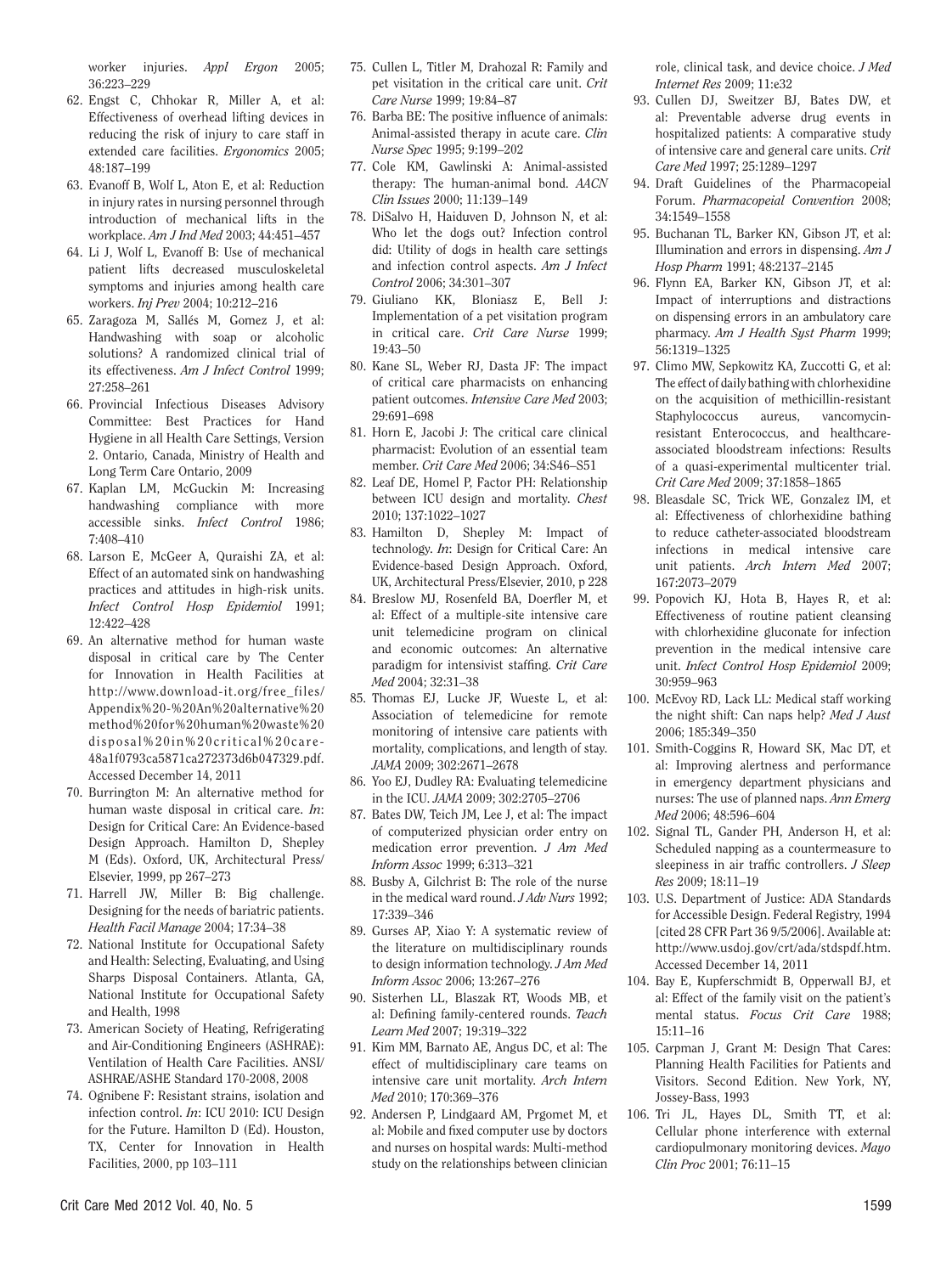worker injuries. *Appl Ergon* 2005; 36:223–229

62. Engst C, Chhokar R, Miller A, et al: Effectiveness of overhead lifting devices in reducing the risk of injury to care staff in extended care facilities. *Ergonomics* 2005; 48:187–199
63. Evanoff B, Wolf L, Aton E, et al: Reduction in injury rates in nursing personnel through introduction of mechanical lifts in the workplace. *Am J Ind Med* 2003; 44:451–457
64. Li J, Wolf L, Evanoff B: Use of mechanical patient lifts decreased musculoskeletal symptoms and injuries among health care workers. *Inj Prev* 2004; 10:212–216
65. Zaragoza M, Sallés M, Gomez J, et al: Handwashing with soap or alcoholic solutions? A randomized clinical trial of its effectiveness. *Am J Infect Control* 1999; 27:258–261
66. Provincial Infectious Diseases Advisory Committee: Best Practices for Hand Hygiene in all Health Care Settings, Version 2. Ontario, Canada, Ministry of Health and Long Term Care Ontario, 2009
67. Kaplan LM, McGuckin M: Increasing handwashing compliance with more accessible sinks. *Infect Control* 1986; 7:408–410
68. Larson E, McGeer A, Quraishi ZA, et al: Effect of an automated sink on handwashing practices and attitudes in high-risk units. *Infect Control Hosp Epidemiol* 1991; 12:422–428
69. An alternative method for human waste disposal in critical care by The Center for Innovation in Health Facilities at http://www.download-it.org/free_files/Appendix%20-%20An%20alternative%20method%20for%20human%20waste%20disposal%20in%20critical%20care-48a1f0793ca5871ca272373d6b047329.pdf. Accessed December 14, 2011
70. Burrington M: An alternative method for human waste disposal in critical care. *In*: Design for Critical Care: An Evidence-based Design Approach. Hamilton D, Shepley M (Eds). Oxford, UK, Architectural Press/Elsevier, 1999, pp 267–273
71. Harrell JW, Miller B: Big challenge. Designing for the needs of bariatric patients. *Health Facil Manage* 2004; 17:34–38
72. National Institute for Occupational Safety and Health: Selecting, Evaluating, and Using Sharps Disposal Containers. Atlanta, GA, National Institute for Occupational Safety and Health, 1998
73. American Society of Heating, Refrigerating and Air-Conditioning Engineers (ASHRAE): Ventilation of Health Care Facilities. ANSI/ASHRAE/ASHE Standard 170-2008, 2008
74. Ognibene F: Resistant strains, isolation and infection control. *In*: ICU 2010: ICU Design for the Future. Hamilton D (Ed). Houston, TX, Center for Innovation in Health Facilities, 2000, pp 103–111
75. Cullen L, Titler M, Drahozal R: Family and pet visitation in the critical care unit. *Crit Care Nurse* 1999; 19:84–87
76. Barba BE: The positive influence of animals: Animal-assisted therapy in acute care. *Clin Nurse Spec* 1995; 9:199–202
77. Cole KM, Gawlinski A: Animal-assisted therapy: The human-animal bond. *AACN Clin Issues* 2000; 11:139–149
78. DiSalvo H, Haiduven D, Johnson N, et al: Who let the dogs out? Infection control did: Utility of dogs in health care settings and infection control aspects. *Am J Infect Control* 2006; 34:301–307
79. Giuliano KK, Bloniasz E, Bell J: Implementation of a pet visitation program in critical care. *Crit Care Nurse* 1999; 19:43–50
80. Kane SL, Weber RJ, Dasta JF: The impact of critical care pharmacists on enhancing patient outcomes. *Intensive Care Med* 2003; 29:691–698
81. Horn E, Jacobi J: The critical care clinical pharmacist: Evolution of an essential team member. *Crit Care Med* 2006; 34:S46–S51
82. Leaf DE, Homel P, Factor PH: Relationship between ICU design and mortality. *Chest* 2010; 137:1022–1027
83. Hamilton D, Shepley M: Impact of technology. *In*: Design for Critical Care: An Evidence-based Design Approach. Oxford, UK, Architectural Press/Elsevier, 2010, p 228
84. Breslow MJ, Rosenfeld BA, Doerfler M, et al: Effect of a multiple-site intensive care unit telemedicine program on clinical and economic outcomes: An alternative paradigm for intensivist staffing. *Crit Care Med* 2004; 32:31–38
85. Thomas EJ, Lucke JF, Wueste L, et al: Association of telemedicine for remote monitoring of intensive care patients with mortality, complications, and length of stay. *JAMA* 2009; 302:2671–2678
86. Yoo EJ, Dudley RA: Evaluating telemedicine in the ICU. *JAMA* 2009; 302:2705–2706
87. Bates DW, Teich JM, Lee J, et al: The impact of computerized physician order entry on medication error prevention. *J Am Med Inform Assoc* 1999; 6:313–321
88. Busby A, Gilchrist B: The role of the nurse in the medical ward round. *J Adv Nurs* 1992; 17:339–346
89. Gurses AP, Xiao Y: A systematic review of the literature on multidisciplinary rounds to design information technology. *J Am Med Inform Assoc* 2006; 13:267–276
90. Sisterhen LL, Blaszak RT, Woods MB, et al: Defining family-centered rounds. *Teach Learn Med* 2007; 19:319–322
91. Kim MM, Barnato AE, Angus DC, et al: The effect of multidisciplinary care teams on intensive care unit mortality. *Arch Intern Med* 2010; 170:369–376
92. Andersen P, Lindgaard AM, Prgomet M, et al: Mobile and fixed computer use by doctors and nurses on hospital wards: Multi-method study on the relationships between clinician role, clinical task, and device choice. *J Med Internet Res* 2009; 11:e32
93. Cullen DJ, Sweitzer BJ, Bates DW, et al: Preventable adverse drug events in hospitalized patients: A comparative study of intensive care and general care units. *Crit Care Med* 1997; 25:1289–1297
94. Draft Guidelines of the Pharmacopeial Forum. *Pharmacopeial Convention* 2008; 34:1549–1558
95. Buchanan TL, Barker KN, Gibson JT, et al: Illumination and errors in dispensing. *Am J Hosp Pharm* 1991; 48:2137–2145
96. Flynn EA, Barker KN, Gibson JT, et al: Impact of interruptions and distractions on dispensing errors in an ambulatory care pharmacy. *Am J Health Syst Pharm* 1999; 56:1319–1325
97. Climo MW, Sepkowitz KA, Zuccotti G, et al: The effect of daily bathing with chlorhexidine on the acquisition of methicillin-resistant Staphylococcus aureus, vancomycin-resistant Enterococcus, and healthcare-associated bloodstream infections: Results of a quasi-experimental multicenter trial. *Crit Care Med* 2009; 37:1858–1865
98. Bleasdale SC, Trick WE, Gonzalez IM, et al: Effectiveness of chlorhexidine bathing to reduce catheter-associated bloodstream infections in medical intensive care unit patients. *Arch Intern Med* 2007; 167:2073–2079
99. Popovich KJ, Hota B, Hayes R, et al: Effectiveness of routine patient cleansing with chlorhexidine gluconate for infection prevention in the medical intensive care unit. *Infect Control Hosp Epidemiol* 2009; 30:959–963
100. McEvoy RD, Lack LL: Medical staff working the night shift: Can naps help? *Med J Aust* 2006; 185:349–350
101. Smith-Coggins R, Howard SK, Mac DT, et al: Improving alertness and performance in emergency department physicians and nurses: The use of planned naps. *Ann Emerg Med* 2006; 48:596–604
102. Signal TL, Gander PH, Anderson H, et al: Scheduled napping as a countermeasure to sleepiness in air traffic controllers. *J Sleep Res* 2009; 18:11–19
103. U.S. Department of Justice: ADA Standards for Accessible Design. Federal Registry, 1994 [cited 28 CFR Part 36 9/5/2006]. Available at: http://www.usdoj.gov/crt/ada/stdspdf.htm. Accessed December 14, 2011
104. Bay E, Kupferschmidt B, Opperwall BJ, et al: Effect of the family visit on the patient's mental status. *Focus Crit Care* 1988; 15:11–16
105. Carpman J, Grant M: Design That Cares: Planning Health Facilities for Patients and Visitors. Second Edition. New York, NY, Jossey-Bass, 1993
106. Tri JL, Hayes DL, Smith TT, et al: Cellular phone interference with external cardiopulmonary monitoring devices. *Mayo Clin Proc* 2001; 76:11–15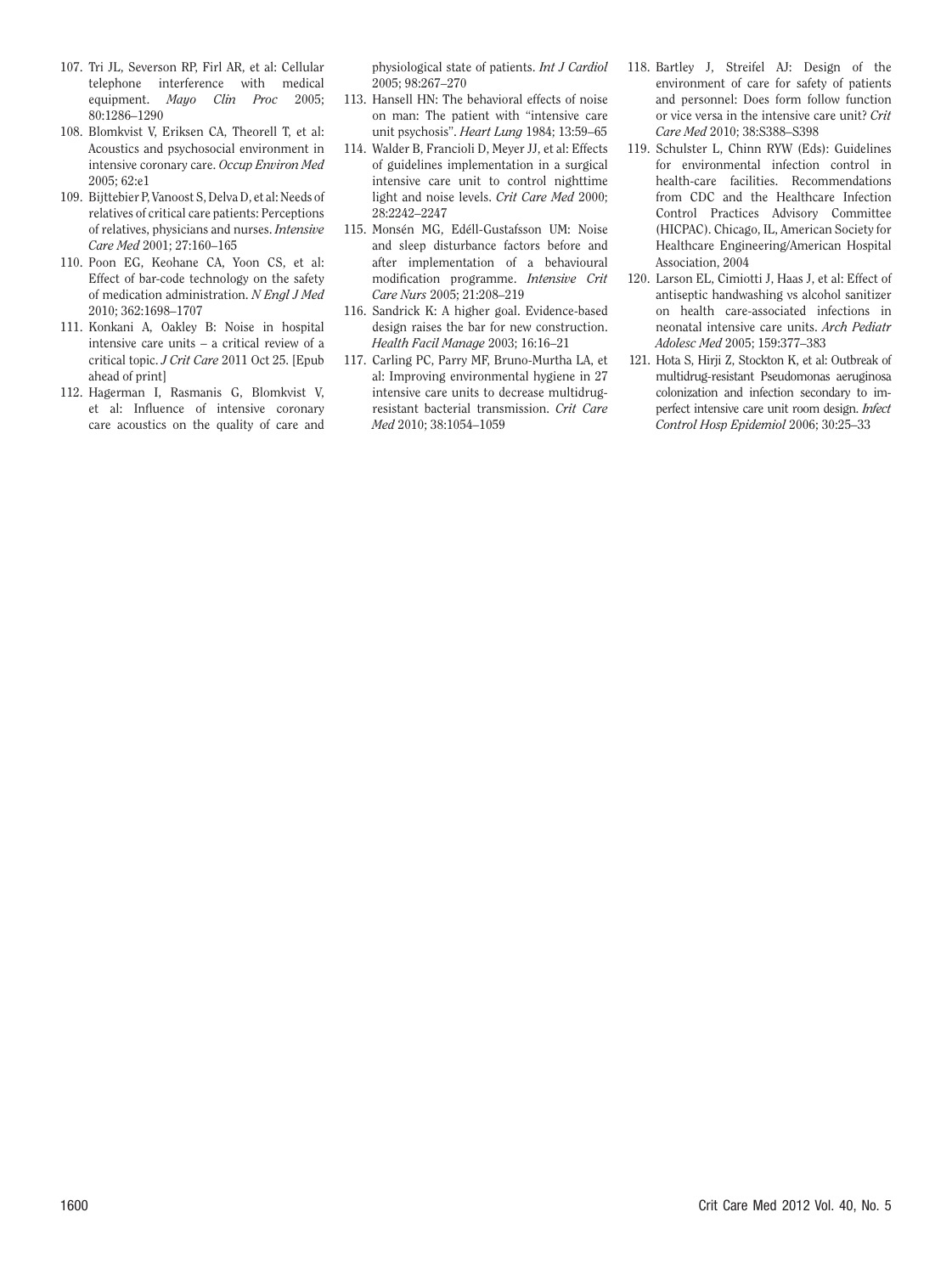107. Tri JL, Severson RP, Firl AR, et al: Cellular telephone interference with medical equipment. *Mayo Clin Proc* 2005; 80:1286–1290
108. Blomkvist V, Eriksen CA, Theorell T, et al: Acoustics and psychosocial environment in intensive coronary care. *Occup Environ Med* 2005; 62:e1
109. Bijttebier P, Vanoost S, Delva D, et al: Needs of relatives of critical care patients: Perceptions of relatives, physicians and nurses. *Intensive Care Med* 2001; 27:160–165
110. Poon EG, Keohane CA, Yoon CS, et al: Effect of bar-code technology on the safety of medication administration. *N Engl J Med* 2010; 362:1698–1707
111. Konkani A, Oakley B: Noise in hospital intensive care units – a critical review of a critical topic. *J Crit Care* 2011 Oct 25. [Epub ahead of print]
112. Hagerman I, Rasmanis G, Blomkvist V, et al: Influence of intensive coronary care acoustics on the quality of care and physiological state of patients. *Int J Cardiol* 2005; 98:267–270
113. Hansell HN: The behavioral effects of noise on man: The patient with "intensive care unit psychosis". *Heart Lung* 1984; 13:59–65
114. Walder B, Francioli D, Meyer JJ, et al: Effects of guidelines implementation in a surgical intensive care unit to control nighttime light and noise levels. *Crit Care Med* 2000; 28:2242–2247
115. Monsén MG, Edéll-Gustafsson UM: Noise and sleep disturbance factors before and after implementation of a behavioural modification programme. *Intensive Crit Care Nurs* 2005; 21:208–219
116. Sandrick K: A higher goal. Evidence-based design raises the bar for new construction. *Health Facil Manage* 2003; 16:16–21
117. Carling PC, Parry MF, Bruno-Murtha LA, et al: Improving environmental hygiene in 27 intensive care units to decrease multidrug-resistant bacterial transmission. *Crit Care Med* 2010; 38:1054–1059
118. Bartley J, Streifel AJ: Design of the environment of care for safety of patients and personnel: Does form follow function or vice versa in the intensive care unit? *Crit Care Med* 2010; 38:S388–S398
119. Schulster L, Chinn RYW (Eds): Guidelines for environmental infection control in health-care facilities. Recommendations from CDC and the Healthcare Infection Control Practices Advisory Committee (HICPAC). Chicago, IL, American Society for Healthcare Engineering/American Hospital Association, 2004
120. Larson EL, Cimiotti J, Haas J, et al: Effect of antiseptic handwashing vs alcohol sanitizer on health care-associated infections in neonatal intensive care units. *Arch Pediatr Adolesc Med* 2005; 159:377–383
121. Hota S, Hirji Z, Stockton K, et al: Outbreak of multidrug-resistant Pseudomonas aeruginosa colonization and infection secondary to imperfect intensive care unit room design. *Infect Control Hosp Epidemiol* 2006; 30:25–33